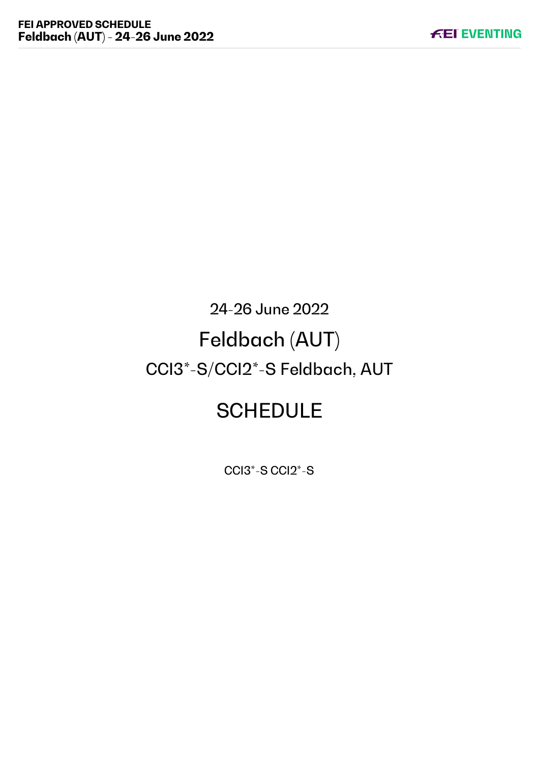24-26 June 2022

# Feldbach (AUT)

## CCI3*-S/CCI2*-S Feldbach, AUT

# SCHEDULE

CCI3*-S CCI2*-S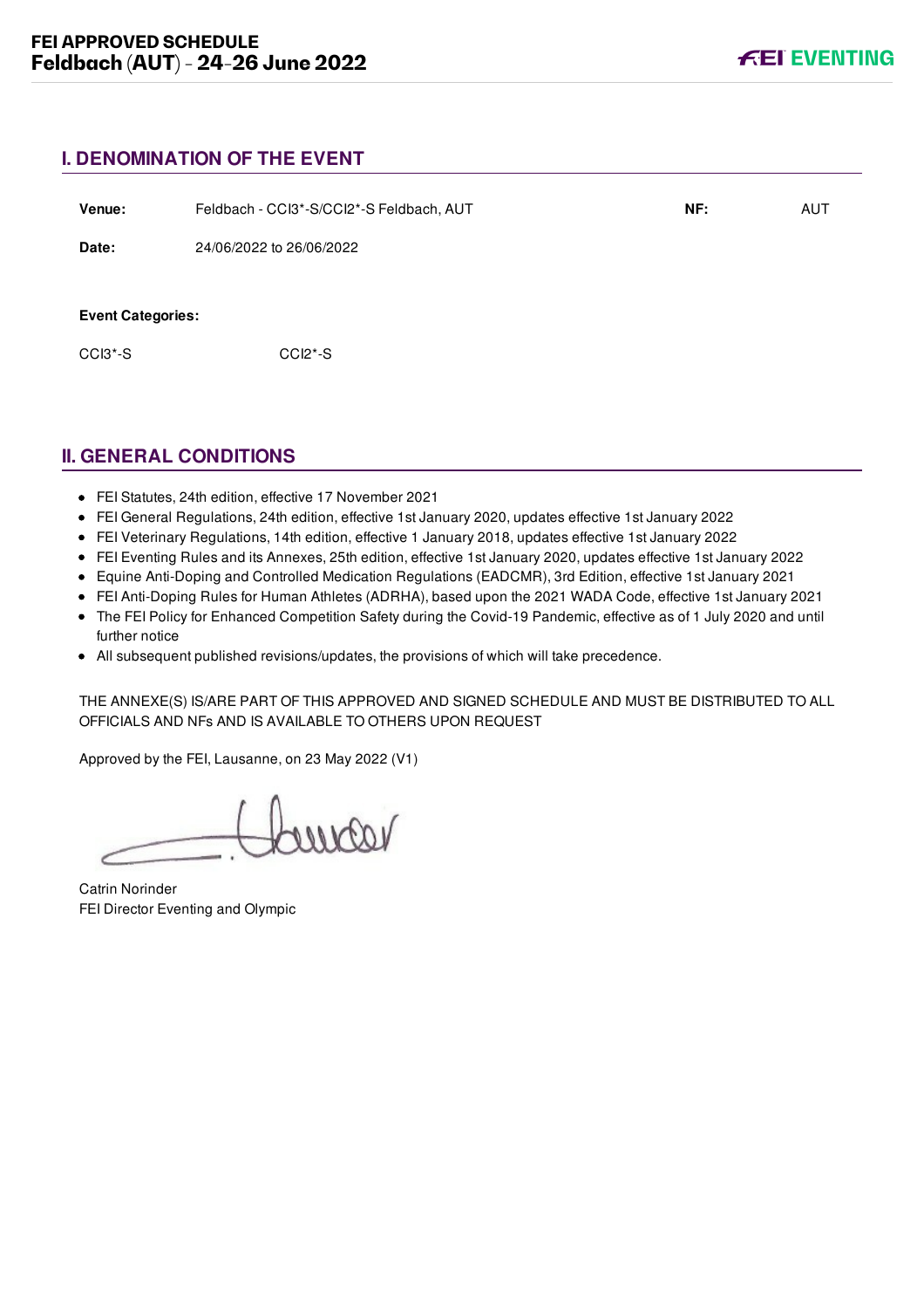## I. DENOMINATION OF THE EVENT

| | | | |
|---|---|---|---|
| **Venue:** | Feldbach - CCI3*-S/CCI2*-S Feldbach, AUT | **NF:** | AUT |
| **Date:** | 24/06/2022 to 26/06/2022 | | |

**Event Categories:**

CCI3*-S CCI2*-S

## II. GENERAL CONDITIONS

- FEI Statutes, 24th edition, effective 17 November 2021
- FEI General Regulations, 24th edition, effective 1st January 2020, updates effective 1st January 2022
- FEI Veterinary Regulations, 14th edition, effective 1 January 2018, updates effective 1st January 2022
- FEI Eventing Rules and its Annexes, 25th edition, effective 1st January 2020, updates effective 1st January 2022
- Equine Anti-Doping and Controlled Medication Regulations (EADCMR), 3rd Edition, effective 1st January 2021
- FEI Anti-Doping Rules for Human Athletes (ADRHA), based upon the 2021 WADA Code, effective 1st January 2021
- The FEI Policy for Enhanced Competition Safety during the Covid-19 Pandemic, effective as of 1 July 2020 and until further notice
- All subsequent published revisions/updates, the provisions of which will take precedence.

THE ANNEXE(S) IS/ARE PART OF THIS APPROVED AND SIGNED SCHEDULE AND MUST BE DISTRIBUTED TO ALL OFFICIALS AND NFs AND IS AVAILABLE TO OTHERS UPON REQUEST

Approved by the FEI, Lausanne, on 23 May 2022 (V1)

Catrin Norinder
FEI Director Eventing and Olympic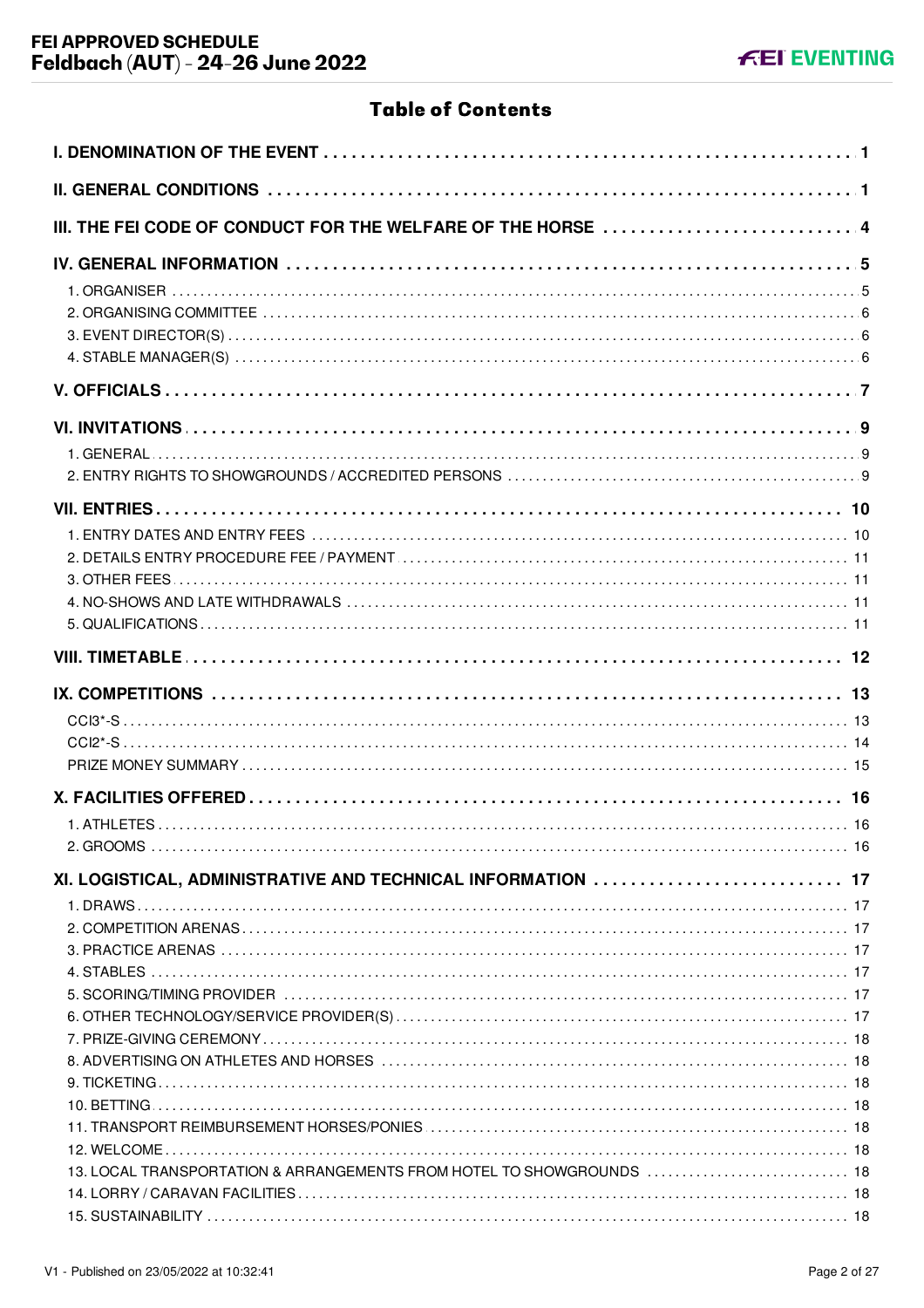# Table of Contents

**I. DENOMINATION OF THE EVENT** ........ 1

**II. GENERAL CONDITIONS** ........ 1

**III. THE FEI CODE OF CONDUCT FOR THE WELFARE OF THE HORSE** ........ 4

**IV. GENERAL INFORMATION** ........ 5

- 1. ORGANISER ........ 5
- 2. ORGANISING COMMITTEE ........ 6
- 3. EVENT DIRECTOR(S) ........ 6
- 4. STABLE MANAGER(S) ........ 6

**V. OFFICIALS** ........ 7

**VI. INVITATIONS** ........ 9

- 1. GENERAL ........ 9
- 2. ENTRY RIGHTS TO SHOWGROUNDS / ACCREDITED PERSONS ........ 9

**VII. ENTRIES** ........ 10

- 1. ENTRY DATES AND ENTRY FEES ........ 10
- 2. DETAILS ENTRY PROCEDURE FEE / PAYMENT ........ 11
- 3. OTHER FEES ........ 11
- 4. NO-SHOWS AND LATE WITHDRAWALS ........ 11
- 5. QUALIFICATIONS ........ 11

**VIII. TIMETABLE** ........ 12

**IX. COMPETITIONS** ........ 13

- CCI3*-S ........ 13
- CCI2*-S ........ 14
- PRIZE MONEY SUMMARY ........ 15

**X. FACILITIES OFFERED** ........ 16

- 1. ATHLETES ........ 16
- 2. GROOMS ........ 16

**XI. LOGISTICAL, ADMINISTRATIVE AND TECHNICAL INFORMATION** ........ 17

- 1. DRAWS ........ 17
- 2. COMPETITION ARENAS ........ 17
- 3. PRACTICE ARENAS ........ 17
- 4. STABLES ........ 17
- 5. SCORING/TIMING PROVIDER ........ 17
- 6. OTHER TECHNOLOGY/SERVICE PROVIDER(S) ........ 17
- 7. PRIZE-GIVING CEREMONY ........ 18
- 8. ADVERTISING ON ATHLETES AND HORSES ........ 18
- 9. TICKETING ........ 18
- 10. BETTING ........ 18
- 11. TRANSPORT REIMBURSEMENT HORSES/PONIES ........ 18
- 12. WELCOME ........ 18
- 13. LOCAL TRANSPORTATION & ARRANGEMENTS FROM HOTEL TO SHOWGROUNDS ........ 18
- 14. LORRY / CARAVAN FACILITIES ........ 18
- 15. SUSTAINABILITY ........ 18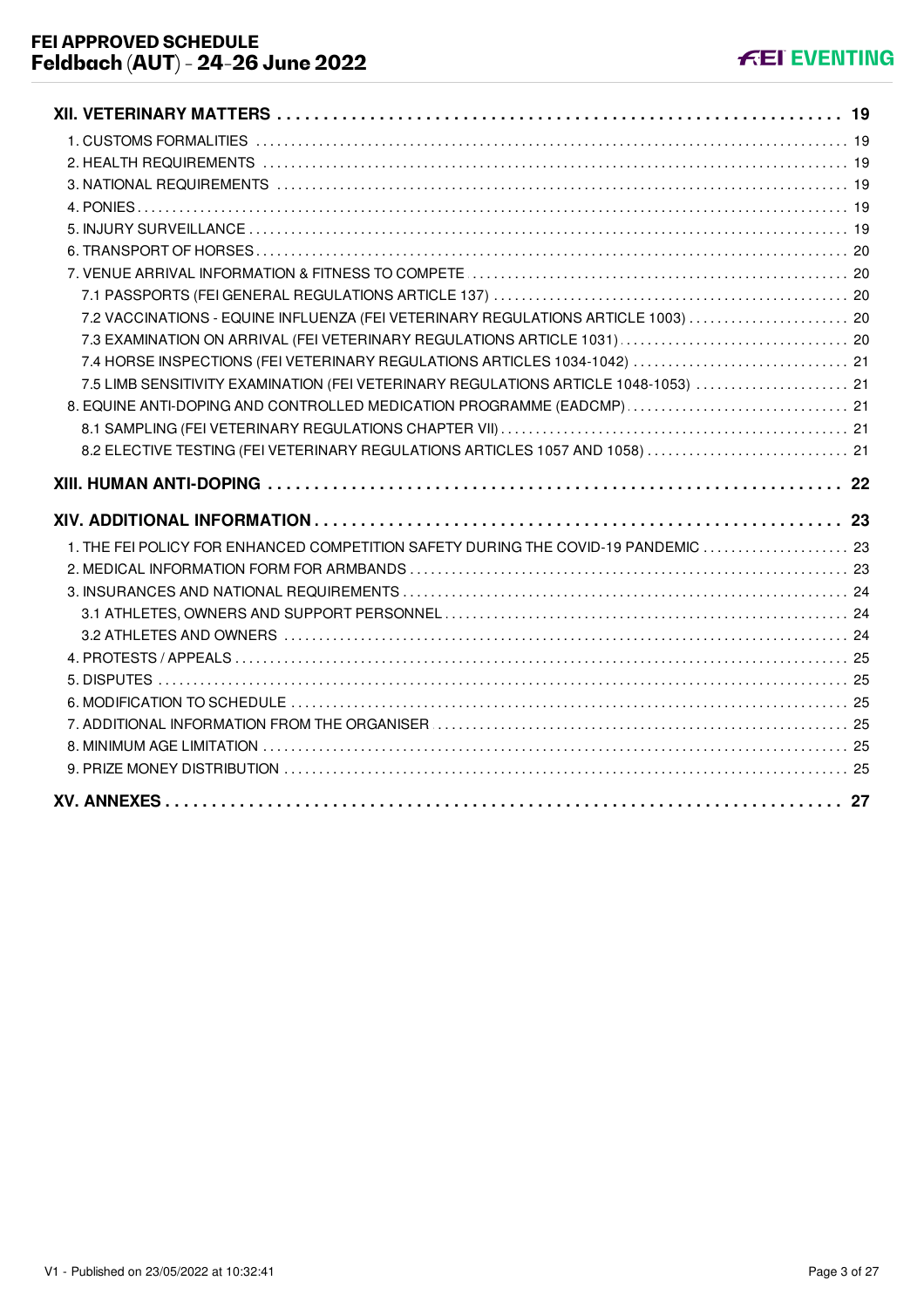| | |
|---|---|
| **XII. VETERINARY MATTERS** | **19** |
| 1. CUSTOMS FORMALITIES | 19 |
| 2. HEALTH REQUIREMENTS | 19 |
| 3. NATIONAL REQUIREMENTS | 19 |
| 4. PONIES | 19 |
| 5. INJURY SURVEILLANCE | 19 |
| 6. TRANSPORT OF HORSES | 20 |
| 7. VENUE ARRIVAL INFORMATION & FITNESS TO COMPETE | 20 |
| 7.1 PASSPORTS (FEI GENERAL REGULATIONS ARTICLE 137) | 20 |
| 7.2 VACCINATIONS - EQUINE INFLUENZA (FEI VETERINARY REGULATIONS ARTICLE 1003) | 20 |
| 7.3 EXAMINATION ON ARRIVAL (FEI VETERINARY REGULATIONS ARTICLE 1031) | 20 |
| 7.4 HORSE INSPECTIONS (FEI VETERINARY REGULATIONS ARTICLES 1034-1042) | 21 |
| 7.5 LIMB SENSITIVITY EXAMINATION (FEI VETERINARY REGULATIONS ARTICLE 1048-1053) | 21 |
| 8. EQUINE ANTI-DOPING AND CONTROLLED MEDICATION PROGRAMME (EADCMP) | 21 |
| 8.1 SAMPLING (FEI VETERINARY REGULATIONS CHAPTER VII) | 21 |
| 8.2 ELECTIVE TESTING (FEI VETERINARY REGULATIONS ARTICLES 1057 AND 1058) | 21 |
| **XIII. HUMAN ANTI-DOPING** | **22** |
| **XIV. ADDITIONAL INFORMATION** | **23** |
| 1. THE FEI POLICY FOR ENHANCED COMPETITION SAFETY DURING THE COVID-19 PANDEMIC | 23 |
| 2. MEDICAL INFORMATION FORM FOR ARMBANDS | 23 |
| 3. INSURANCES AND NATIONAL REQUIREMENTS | 24 |
| 3.1 ATHLETES, OWNERS AND SUPPORT PERSONNEL | 24 |
| 3.2 ATHLETES AND OWNERS | 24 |
| 4. PROTESTS / APPEALS | 25 |
| 5. DISPUTES | 25 |
| 6. MODIFICATION TO SCHEDULE | 25 |
| 7. ADDITIONAL INFORMATION FROM THE ORGANISER | 25 |
| 8. MINIMUM AGE LIMITATION | 25 |
| 9. PRIZE MONEY DISTRIBUTION | 25 |
| **XV. ANNEXES** | **27** |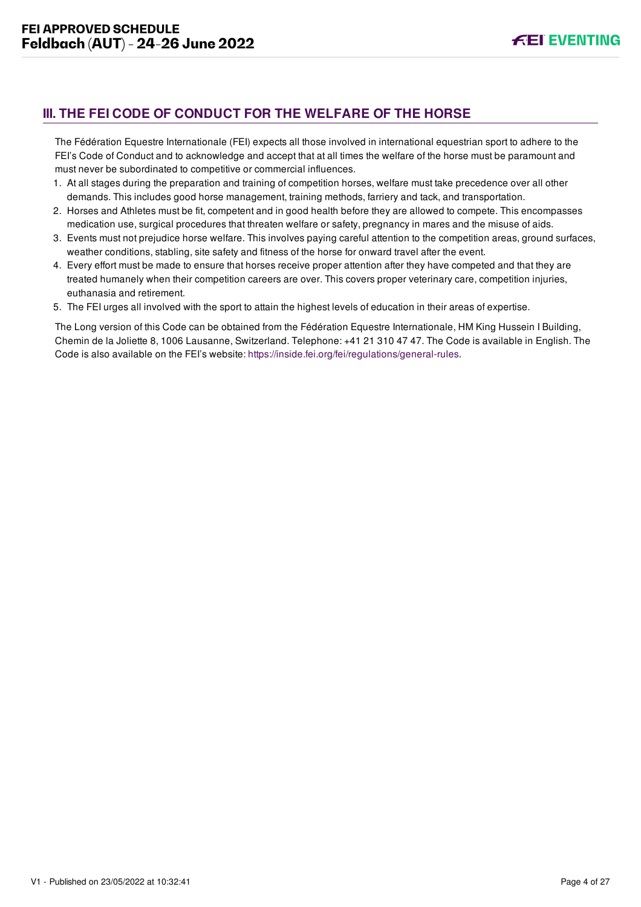## III. THE FEI CODE OF CONDUCT FOR THE WELFARE OF THE HORSE

The Fédération Equestre Internationale (FEI) expects all those involved in international equestrian sport to adhere to the FEI's Code of Conduct and to acknowledge and accept that at all times the welfare of the horse must be paramount and must never be subordinated to competitive or commercial influences.

1. At all stages during the preparation and training of competition horses, welfare must take precedence over all other demands. This includes good horse management, training methods, farriery and tack, and transportation.
2. Horses and Athletes must be fit, competent and in good health before they are allowed to compete. This encompasses medication use, surgical procedures that threaten welfare or safety, pregnancy in mares and the misuse of aids.
3. Events must not prejudice horse welfare. This involves paying careful attention to the competition areas, ground surfaces, weather conditions, stabling, site safety and fitness of the horse for onward travel after the event.
4. Every effort must be made to ensure that horses receive proper attention after they have competed and that they are treated humanely when their competition careers are over. This covers proper veterinary care, competition injuries, euthanasia and retirement.
5. The FEI urges all involved with the sport to attain the highest levels of education in their areas of expertise.

The Long version of this Code can be obtained from the Fédération Equestre Internationale, HM King Hussein I Building, Chemin de la Joliette 8, 1006 Lausanne, Switzerland. Telephone: +41 21 310 47 47. The Code is available in English. The Code is also available on the FEI's website: https://inside.fei.org/fei/regulations/general-rules.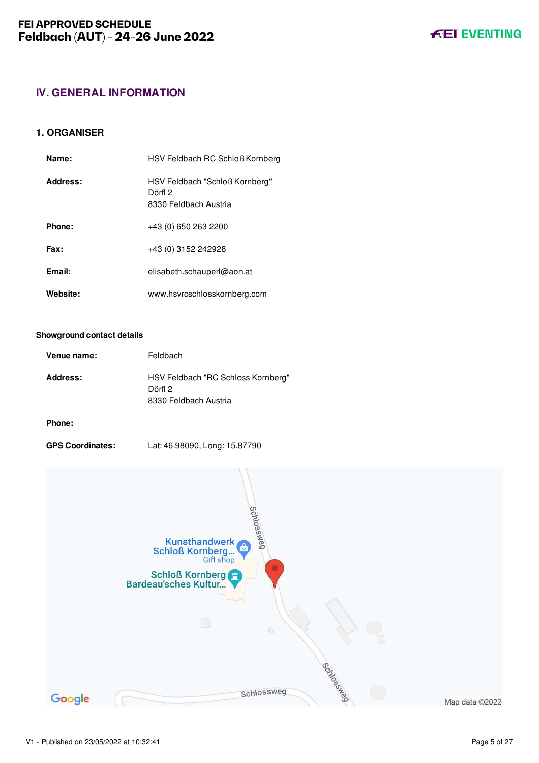## IV. GENERAL INFORMATION

### 1. ORGANISER

**Name:** HSV Feldbach RC Schloß Kornberg

**Address:** HSV Feldbach "Schloß Kornberg"
Dörfl 2
8330 Feldbach Austria

**Phone:** +43 (0) 650 263 2200

**Fax:** +43 (0) 3152 242928

**Email:** elisabeth.schauperl@aon.at

**Website:** www.hsvrcschlosskornberg.com

#### Showground contact details

**Venue name:** Feldbach

**Address:** HSV Feldbach "RC Schloss Kornberg"
Dörfl 2
8330 Feldbach Austria

**Phone:**

**GPS Coordinates:** Lat: 46.98090, Long: 15.87790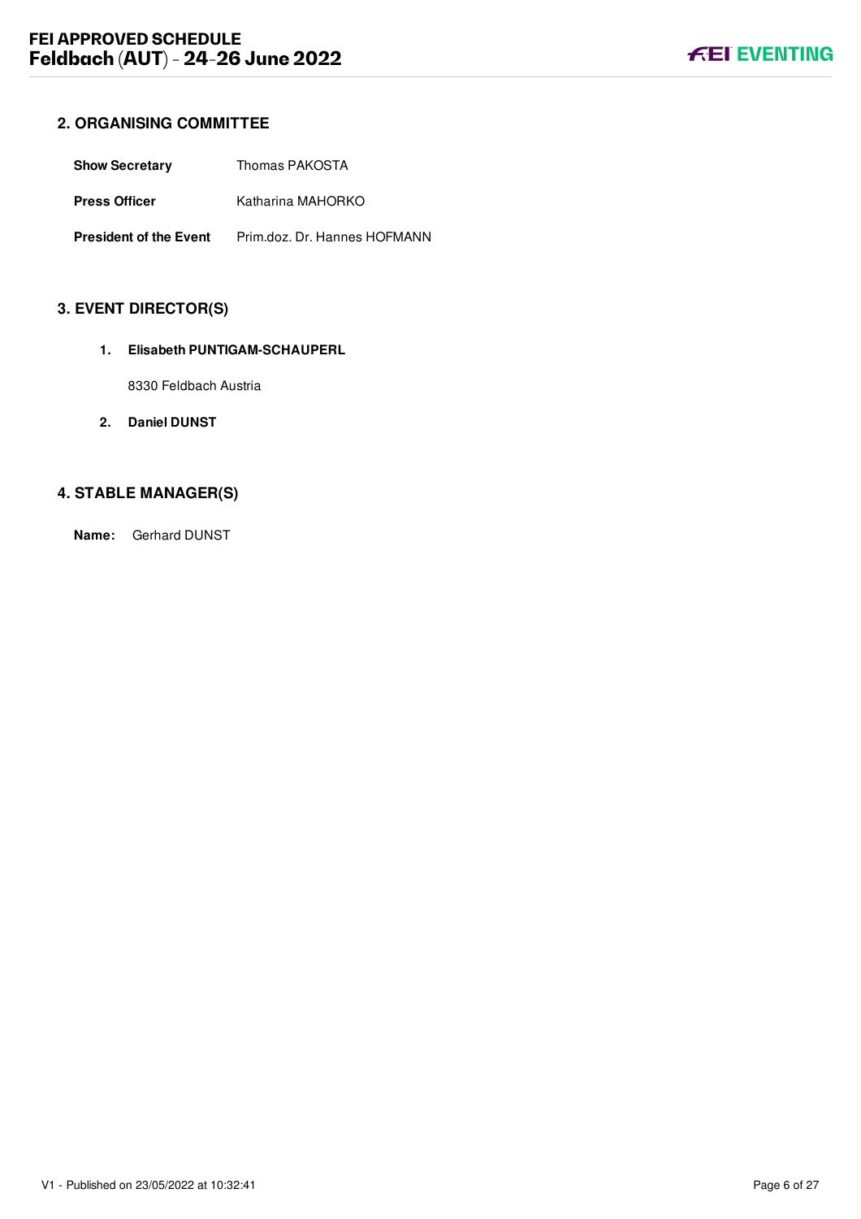## 2. ORGANISING COMMITTEE

| | |
|---|---|
| **Show Secretary** | Thomas PAKOSTA |
| **Press Officer** | Katharina MAHORKO |
| **President of the Event** | Prim.doz. Dr. Hannes HOFMANN |

## 3. EVENT DIRECTOR(S)

1. **Elisabeth PUNTIGAM-SCHAUPERL**

   8330 Feldbach Austria

2. **Daniel DUNST**

## 4. STABLE MANAGER(S)

**Name:** Gerhard DUNST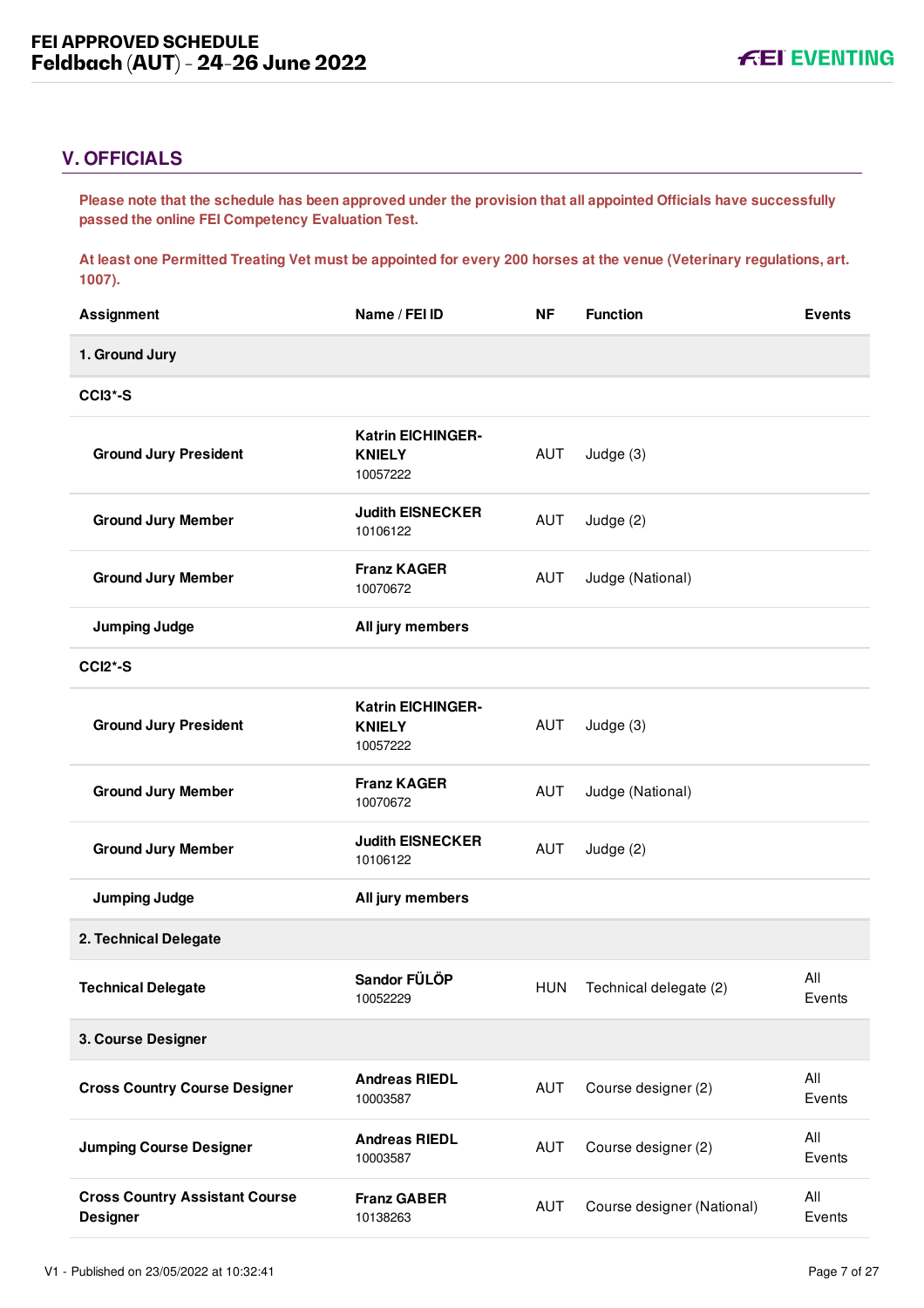## V. OFFICIALS

**Please note that the schedule has been approved under the provision that all appointed Officials have successfully passed the online FEI Competency Evaluation Test.**

**At least one Permitted Treating Vet must be appointed for every 200 horses at the venue (Veterinary regulations, art. 1007).**

| Assignment | Name / FEI ID | NF | Function | Events |
|---|---|---|---|---|
| **1. Ground Jury** | | | | |
| **CCI3*-S** | | | | |
| **Ground Jury President** | **Katrin EICHINGER-KNIELY** 10057222 | AUT | Judge (3) | |
| **Ground Jury Member** | **Judith EISNECKER** 10106122 | AUT | Judge (2) | |
| **Ground Jury Member** | **Franz KAGER** 10070672 | AUT | Judge (National) | |
| **Jumping Judge** | **All jury members** | | | |
| **CCI2*-S** | | | | |
| **Ground Jury President** | **Katrin EICHINGER-KNIELY** 10057222 | AUT | Judge (3) | |
| **Ground Jury Member** | **Franz KAGER** 10070672 | AUT | Judge (National) | |
| **Ground Jury Member** | **Judith EISNECKER** 10106122 | AUT | Judge (2) | |
| **Jumping Judge** | **All jury members** | | | |
| **2. Technical Delegate** | | | | |
| **Technical Delegate** | **Sandor FÜLÖP** 10052229 | HUN | Technical delegate (2) | All Events |
| **3. Course Designer** | | | | |
| **Cross Country Course Designer** | **Andreas RIEDL** 10003587 | AUT | Course designer (2) | All Events |
| **Jumping Course Designer** | **Andreas RIEDL** 10003587 | AUT | Course designer (2) | All Events |
| **Cross Country Assistant Course Designer** | **Franz GABER** 10138263 | AUT | Course designer (National) | All Events |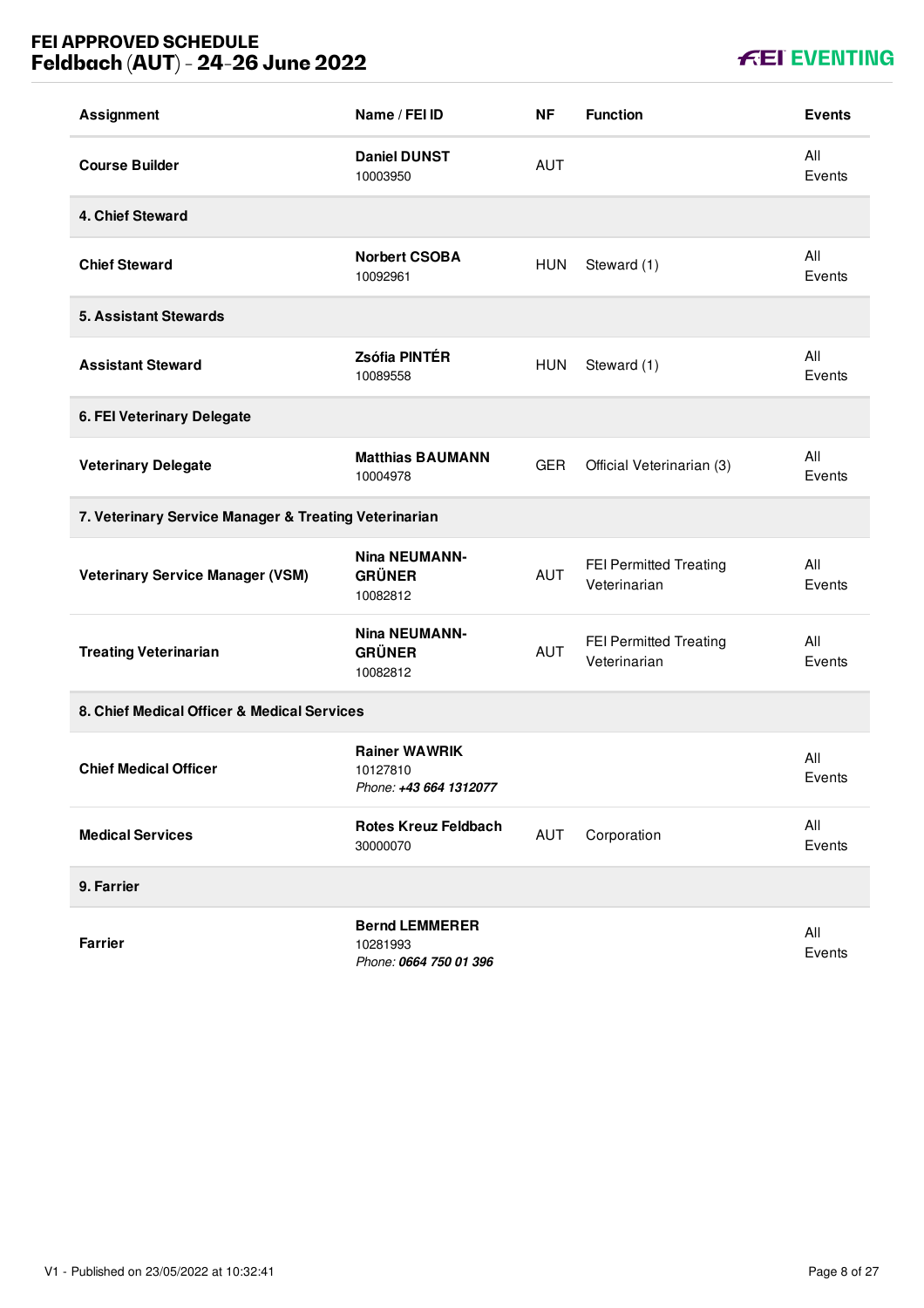| Assignment | Name / FEI ID | NF | Function | Events |
|---|---|---|---|---|
| **Course Builder** | **Daniel DUNST** 10003950 | AUT | | All Events |
| **4. Chief Steward** | | | | |
| **Chief Steward** | **Norbert CSOBA** 10092961 | HUN | Steward (1) | All Events |
| **5. Assistant Stewards** | | | | |
| **Assistant Steward** | **Zsófia PINTÉR** 10089558 | HUN | Steward (1) | All Events |
| **6. FEI Veterinary Delegate** | | | | |
| **Veterinary Delegate** | **Matthias BAUMANN** 10004978 | GER | Official Veterinarian (3) | All Events |
| **7. Veterinary Service Manager & Treating Veterinarian** | | | | |
| **Veterinary Service Manager (VSM)** | **Nina NEUMANN-GRÜNER** 10082812 | AUT | FEI Permitted Treating Veterinarian | All Events |
| **Treating Veterinarian** | **Nina NEUMANN-GRÜNER** 10082812 | AUT | FEI Permitted Treating Veterinarian | All Events |
| **8. Chief Medical Officer & Medical Services** | | | | |
| **Chief Medical Officer** | **Rainer WAWRIK** 10127810 *Phone: **+43 664 1312077*** | | | All Events |
| **Medical Services** | **Rotes Kreuz Feldbach** 30000070 | AUT | Corporation | All Events |
| **9. Farrier** | | | | |
| **Farrier** | **Bernd LEMMERER** 10281993 *Phone: **0664 750 01 396*** | | | All Events |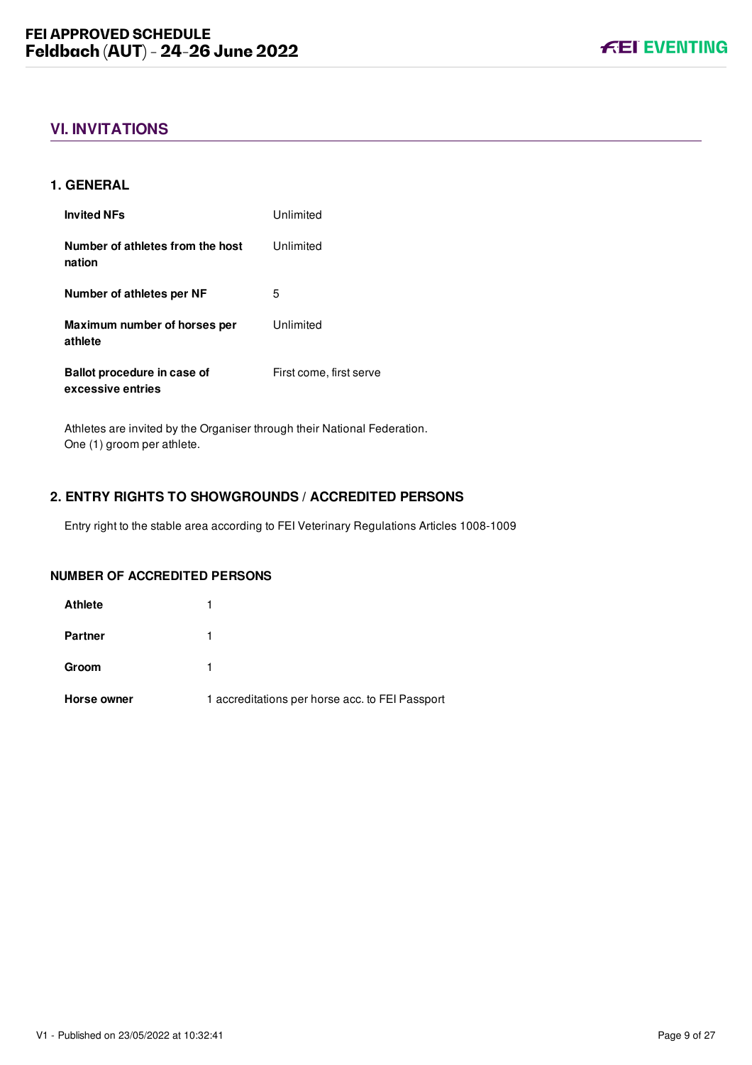## VI. INVITATIONS

### 1. GENERAL

| | |
|---|---|
| **Invited NFs** | Unlimited |
| **Number of athletes from the host nation** | Unlimited |
| **Number of athletes per NF** | 5 |
| **Maximum number of horses per athlete** | Unlimited |
| **Ballot procedure in case of excessive entries** | First come, first serve |

Athletes are invited by the Organiser through their National Federation.
One (1) groom per athlete.

### 2. ENTRY RIGHTS TO SHOWGROUNDS / ACCREDITED PERSONS

Entry right to the stable area according to FEI Veterinary Regulations Articles 1008-1009

### NUMBER OF ACCREDITED PERSONS

| | |
|---|---|
| **Athlete** | 1 |
| **Partner** | 1 |
| **Groom** | 1 |
| **Horse owner** | 1 accreditations per horse acc. to FEI Passport |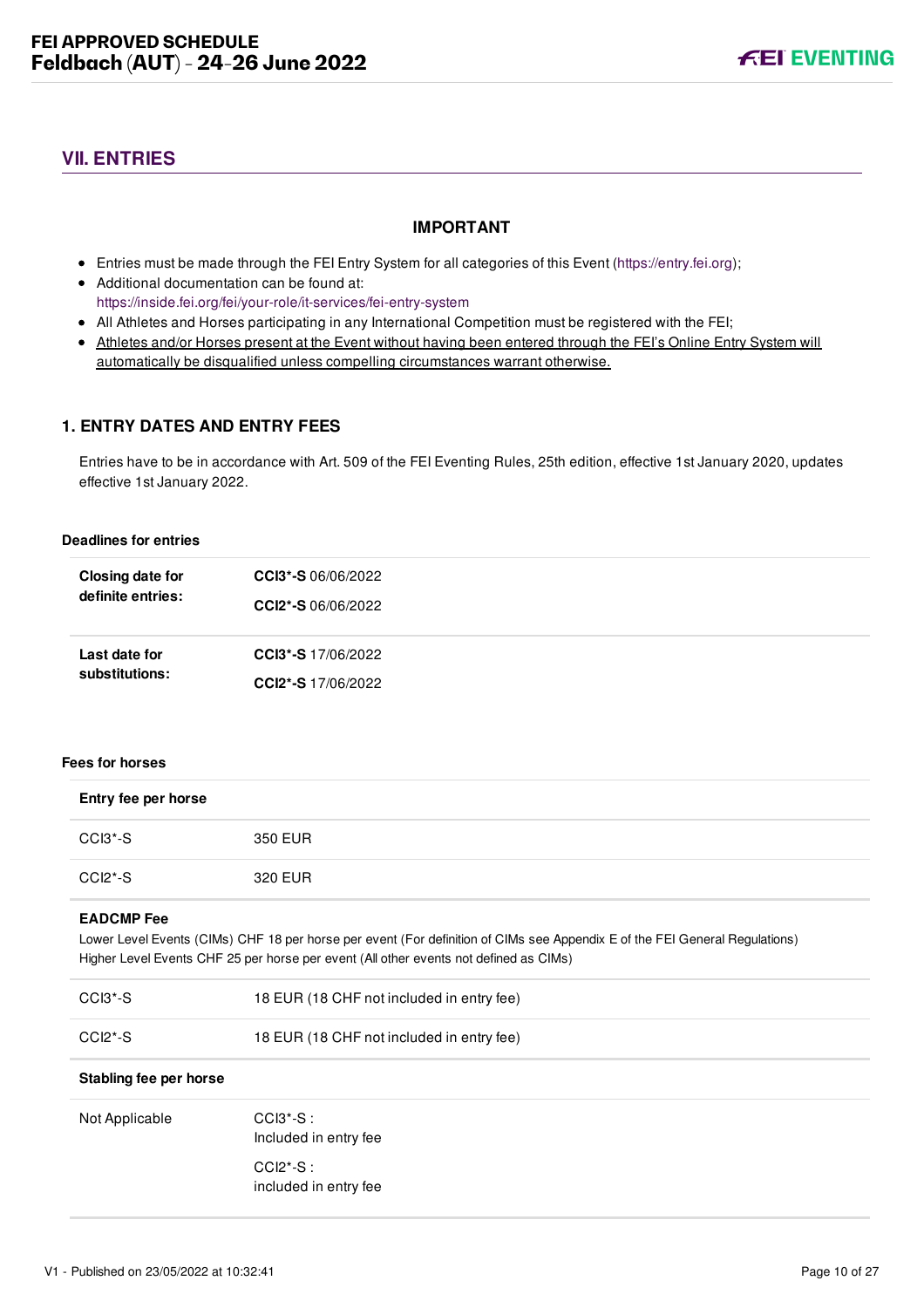## VII. ENTRIES

### IMPORTANT

- Entries must be made through the FEI Entry System for all categories of this Event (https://entry.fei.org);
- Additional documentation can be found at:
  https://inside.fei.org/fei/your-role/it-services/fei-entry-system
- All Athletes and Horses participating in any International Competition must be registered with the FEI;
- Athletes and/or Horses present at the Event without having been entered through the FEI's Online Entry System will automatically be disqualified unless compelling circumstances warrant otherwise.

### 1. ENTRY DATES AND ENTRY FEES

Entries have to be in accordance with Art. 509 of the FEI Eventing Rules, 25th edition, effective 1st January 2020, updates effective 1st January 2022.

**Deadlines for entries**

| | |
|---|---|
| **Closing date for definite entries:** | **CCI3\*-S** 06/06/2022<br>**CCI2\*-S** 06/06/2022 |
| **Last date for substitutions:** | **CCI3\*-S** 17/06/2022<br>**CCI2\*-S** 17/06/2022 |

**Fees for horses**

| **Entry fee per horse** | |
|---|---|
| CCI3*-S | 350 EUR |
| CCI2*-S | 320 EUR |

**EADCMP Fee**

Lower Level Events (CIMs) CHF 18 per horse per event (For definition of CIMs see Appendix E of the FEI General Regulations)
Higher Level Events CHF 25 per horse per event (All other events not defined as CIMs)

| | |
|---|---|
| CCI3*-S | 18 EUR (18 CHF not included in entry fee) |
| CCI2*-S | 18 EUR (18 CHF not included in entry fee) |

| **Stabling fee per horse** | |
|---|---|
| Not Applicable | CCI3*-S :<br>Included in entry fee<br>CCI2*-S :<br>included in entry fee |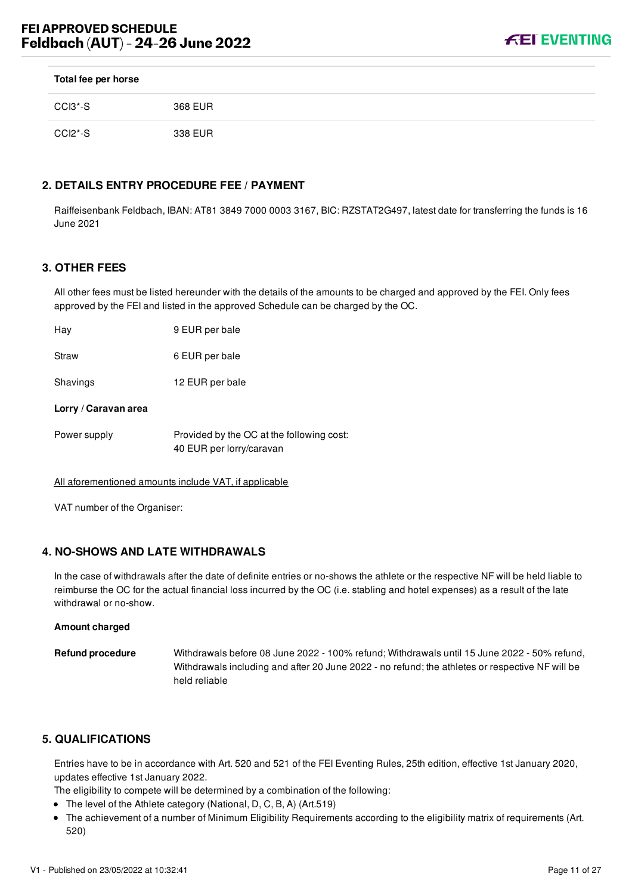| Total fee per horse | |
| --- | --- |
| CCI3*-S | 368 EUR |
| CCI2*-S | 338 EUR |

## 2. DETAILS ENTRY PROCEDURE FEE / PAYMENT

Raiffeisenbank Feldbach, IBAN: AT81 3849 7000 0003 3167, BIC: RZSTAT2G497, latest date for transferring the funds is 16 June 2021

## 3. OTHER FEES

All other fees must be listed hereunder with the details of the amounts to be charged and approved by the FEI. Only fees approved by the FEI and listed in the approved Schedule can be charged by the OC.

| | |
| --- | --- |
| Hay | 9 EUR per bale |
| Straw | 6 EUR per bale |
| Shavings | 12 EUR per bale |
| **Lorry / Caravan area** | |
| Power supply | Provided by the OC at the following cost: 40 EUR per lorry/caravan |

All aforementioned amounts include VAT, if applicable

VAT number of the Organiser:

## 4. NO-SHOWS AND LATE WITHDRAWALS

In the case of withdrawals after the date of definite entries or no-shows the athlete or the respective NF will be held liable to reimburse the OC for the actual financial loss incurred by the OC (i.e. stabling and hotel expenses) as a result of the late withdrawal or no-show.

**Amount charged**

**Refund procedure** Withdrawals before 08 June 2022 - 100% refund; Withdrawals until 15 June 2022 - 50% refund, Withdrawals including and after 20 June 2022 - no refund; the athletes or respective NF will be held reliable

## 5. QUALIFICATIONS

Entries have to be in accordance with Art. 520 and 521 of the FEI Eventing Rules, 25th edition, effective 1st January 2020, updates effective 1st January 2022.
The eligibility to compete will be determined by a combination of the following:

- The level of the Athlete category (National, D, C, B, A) (Art.519)
- The achievement of a number of Minimum Eligibility Requirements according to the eligibility matrix of requirements (Art. 520)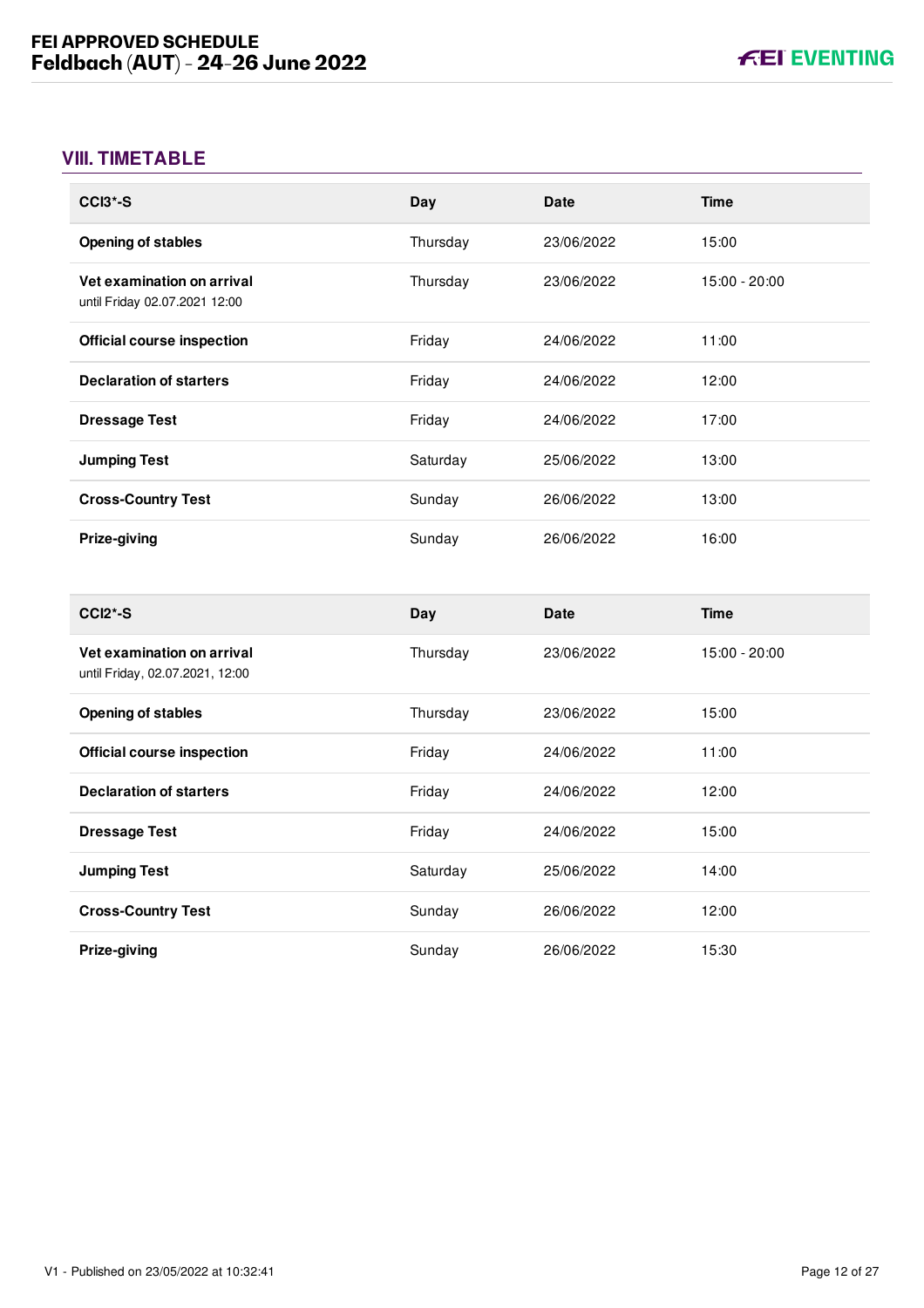## VIII. TIMETABLE

| CCI3*-S | Day | Date | Time |
|---|---|---|---|
| **Opening of stables** | Thursday | 23/06/2022 | 15:00 |
| **Vet examination on arrival**<br>until Friday 02.07.2021 12:00 | Thursday | 23/06/2022 | 15:00 - 20:00 |
| **Official course inspection** | Friday | 24/06/2022 | 11:00 |
| **Declaration of starters** | Friday | 24/06/2022 | 12:00 |
| **Dressage Test** | Friday | 24/06/2022 | 17:00 |
| **Jumping Test** | Saturday | 25/06/2022 | 13:00 |
| **Cross-Country Test** | Sunday | 26/06/2022 | 13:00 |
| **Prize-giving** | Sunday | 26/06/2022 | 16:00 |

| CCI2*-S | Day | Date | Time |
|---|---|---|---|
| **Vet examination on arrival**<br>until Friday, 02.07.2021, 12:00 | Thursday | 23/06/2022 | 15:00 - 20:00 |
| **Opening of stables** | Thursday | 23/06/2022 | 15:00 |
| **Official course inspection** | Friday | 24/06/2022 | 11:00 |
| **Declaration of starters** | Friday | 24/06/2022 | 12:00 |
| **Dressage Test** | Friday | 24/06/2022 | 15:00 |
| **Jumping Test** | Saturday | 25/06/2022 | 14:00 |
| **Cross-Country Test** | Sunday | 26/06/2022 | 12:00 |
| **Prize-giving** | Sunday | 26/06/2022 | 15:30 |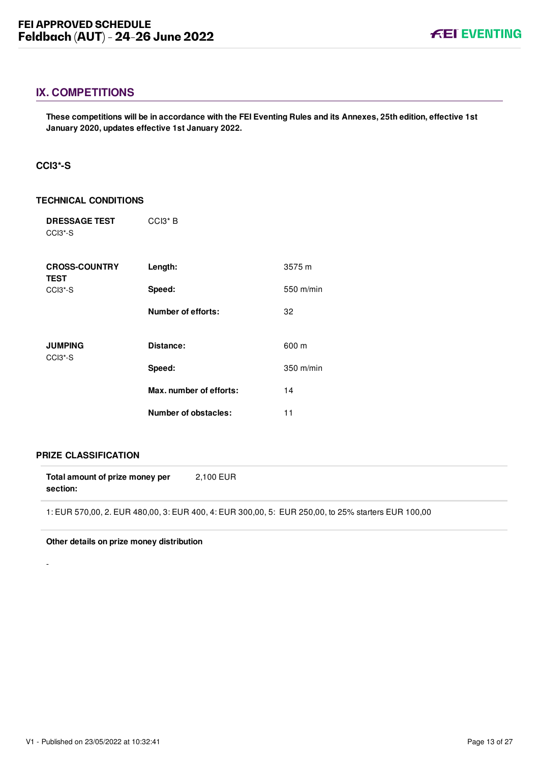## IX. COMPETITIONS

**These competitions will be in accordance with the FEI Eventing Rules and its Annexes, 25th edition, effective 1st January 2020, updates effective 1st January 2022.**

### CCI3*-S

#### TECHNICAL CONDITIONS

| | | |
|---|---|---|
| **DRESSAGE TEST** CCI3*-S | CCI3* B | |
| **CROSS-COUNTRY TEST** CCI3*-S | **Length:** | 3575 m |
| | **Speed:** | 550 m/min |
| | **Number of efforts:** | 32 |
| **JUMPING** CCI3*-S | **Distance:** | 600 m |
| | **Speed:** | 350 m/min |
| | **Max. number of efforts:** | 14 |
| | **Number of obstacles:** | 11 |

#### PRIZE CLASSIFICATION

| | |
|---|---|
| **Total amount of prize money per section:** | 2,100 EUR |

1: EUR 570,00, 2. EUR 480,00, 3: EUR 400, 4: EUR 300,00, 5: EUR 250,00, to 25% starters EUR 100,00

**Other details on prize money distribution**

-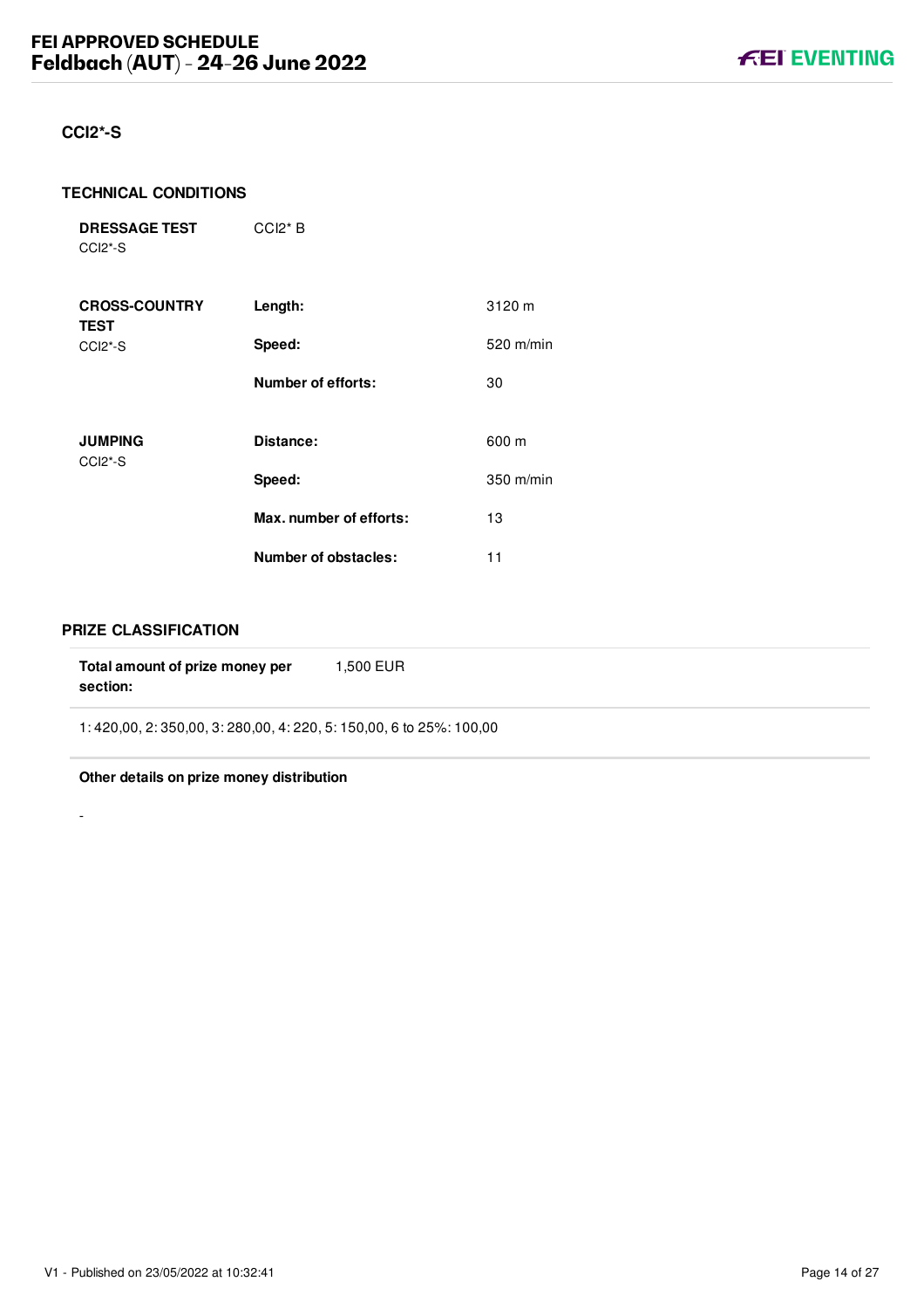## CCI2*-S

### TECHNICAL CONDITIONS

| | | |
|---|---|---|
| **DRESSAGE TEST** CCI2*-S | CCI2* B | |
| **CROSS-COUNTRY TEST** CCI2*-S | **Length:** | 3120 m |
| | **Speed:** | 520 m/min |
| | **Number of efforts:** | 30 |
| **JUMPING** CCI2*-S | **Distance:** | 600 m |
| | **Speed:** | 350 m/min |
| | **Max. number of efforts:** | 13 |
| | **Number of obstacles:** | 11 |

### PRIZE CLASSIFICATION

| | |
|---|---|
| **Total amount of prize money per section:** | 1,500 EUR |

1: 420,00, 2: 350,00, 3: 280,00, 4: 220, 5: 150,00, 6 to 25%: 100,00

**Other details on prize money distribution**

-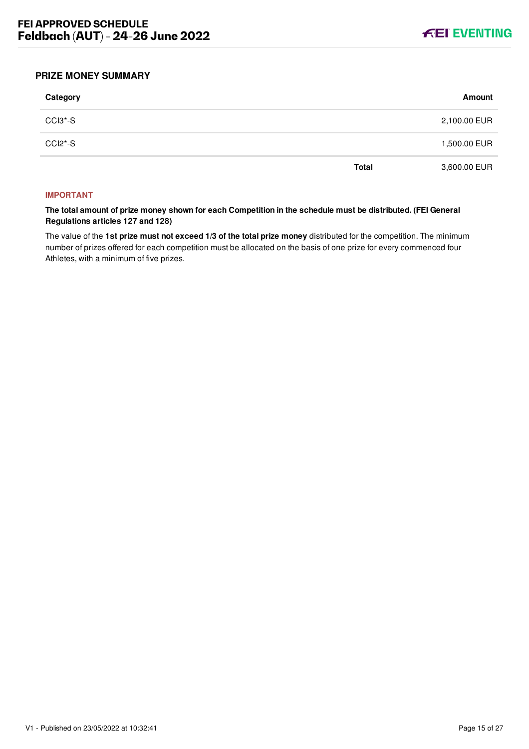## PRIZE MONEY SUMMARY

| Category | | Amount |
|---|---|---|
| CCI3*-S | | 2,100.00 EUR |
| CCI2*-S | | 1,500.00 EUR |
| | **Total** | 3,600.00 EUR |

**IMPORTANT**

**The total amount of prize money shown for each Competition in the schedule must be distributed. (FEI General Regulations articles 127 and 128)**

The value of the **1st prize must not exceed 1/3 of the total prize money** distributed for the competition. The minimum number of prizes offered for each competition must be allocated on the basis of one prize for every commenced four Athletes, with a minimum of five prizes.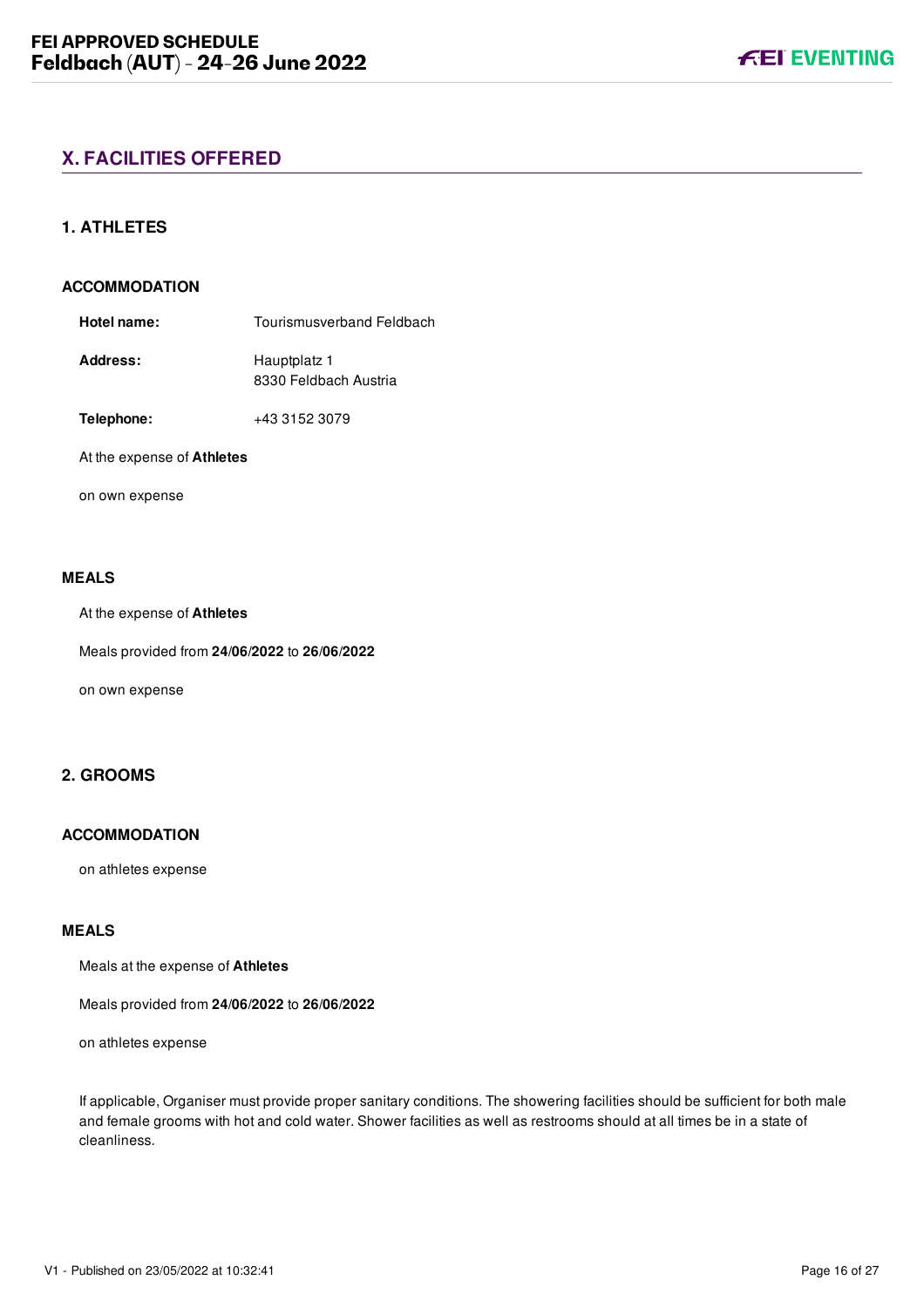## X. FACILITIES OFFERED

### 1. ATHLETES

#### ACCOMMODATION

**Hotel name:** Tourismusverband Feldbach

**Address:** Hauptplatz 1
8330 Feldbach Austria

**Telephone:** +43 3152 3079

At the expense of **Athletes**

on own expense

#### MEALS

At the expense of **Athletes**

Meals provided from **24/06/2022** to **26/06/2022**

on own expense

### 2. GROOMS

#### ACCOMMODATION

on athletes expense

#### MEALS

Meals at the expense of **Athletes**

Meals provided from **24/06/2022** to **26/06/2022**

on athletes expense

If applicable, Organiser must provide proper sanitary conditions. The showering facilities should be sufficient for both male and female grooms with hot and cold water. Shower facilities as well as restrooms should at all times be in a state of cleanliness.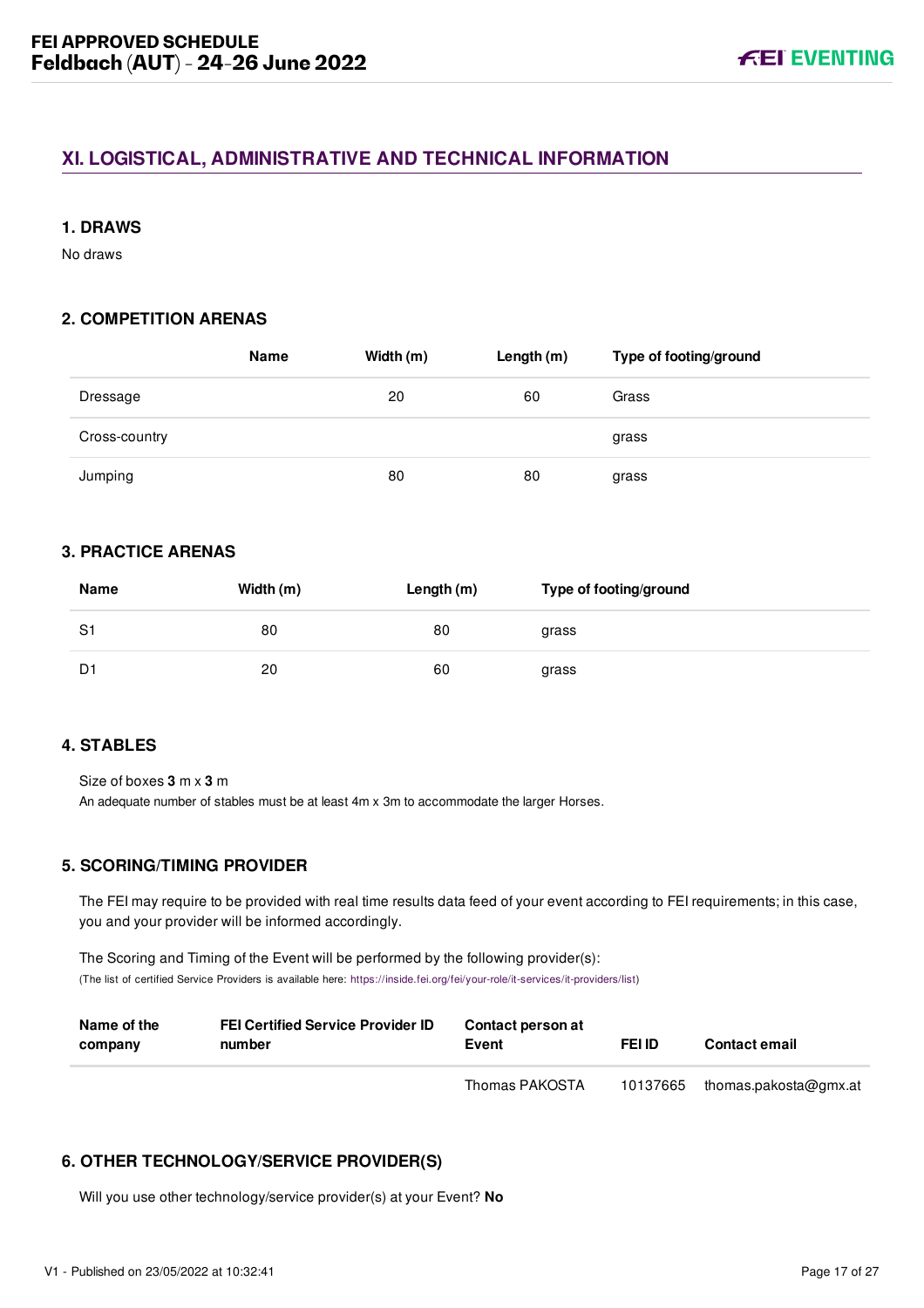## XI. LOGISTICAL, ADMINISTRATIVE AND TECHNICAL INFORMATION

### 1. DRAWS

No draws

### 2. COMPETITION ARENAS

| | Name | Width (m) | Length (m) | Type of footing/ground |
|---|---|---|---|---|
| Dressage | | 20 | 60 | Grass |
| Cross-country | | | | grass |
| Jumping | | 80 | 80 | grass |

### 3. PRACTICE ARENAS

| Name | Width (m) | Length (m) | Type of footing/ground |
|---|---|---|---|
| S1 | 80 | 80 | grass |
| D1 | 20 | 60 | grass |

### 4. STABLES

Size of boxes **3** m x **3** m
An adequate number of stables must be at least 4m x 3m to accommodate the larger Horses.

### 5. SCORING/TIMING PROVIDER

The FEI may require to be provided with real time results data feed of your event according to FEI requirements; in this case, you and your provider will be informed accordingly.

The Scoring and Timing of the Event will be performed by the following provider(s):
(The list of certified Service Providers is available here: https://inside.fei.org/fei/your-role/it-services/it-providers/list)

| Name of the company | FEI Certified Service Provider ID number | Contact person at Event | FEI ID | Contact email |
|---|---|---|---|---|
| | | Thomas PAKOSTA | 10137665 | thomas.pakosta@gmx.at |

### 6. OTHER TECHNOLOGY/SERVICE PROVIDER(S)

Will you use other technology/service provider(s) at your Event? **No**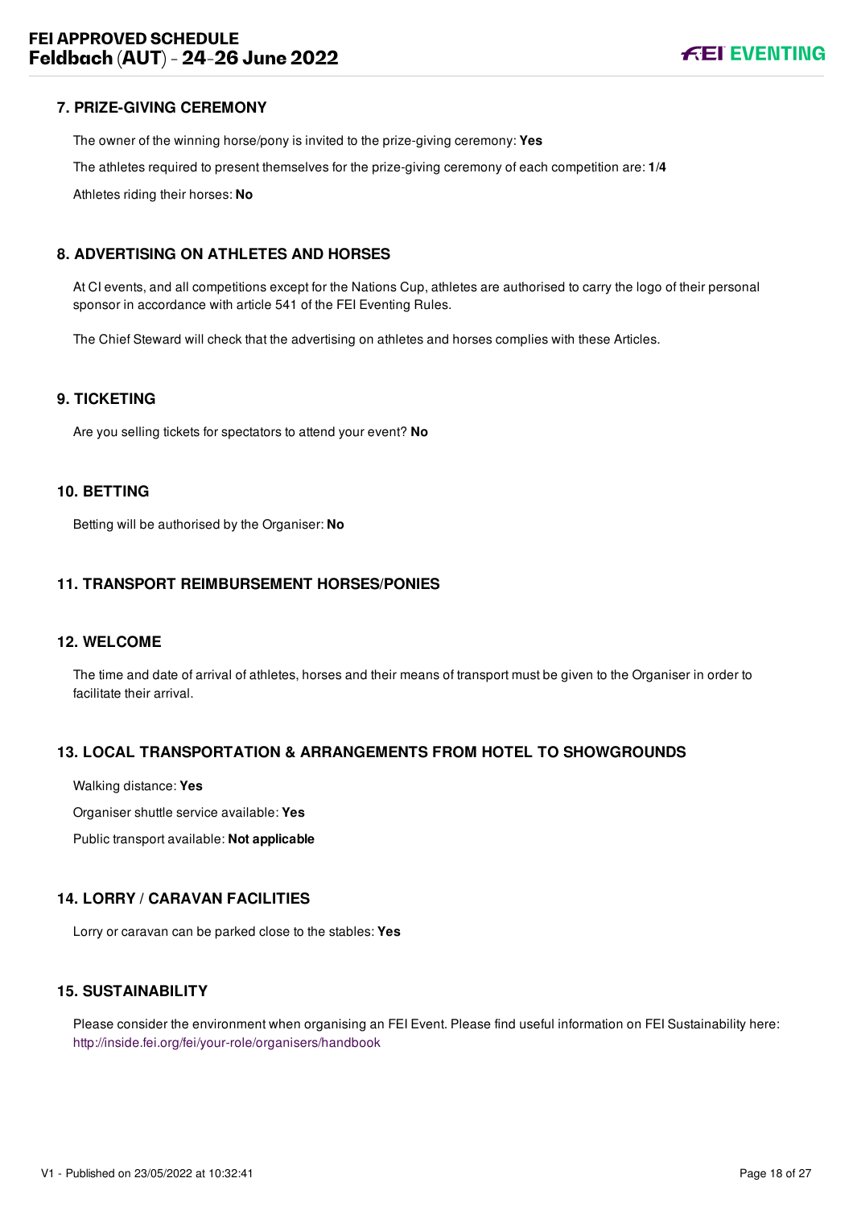## 7. PRIZE-GIVING CEREMONY

The owner of the winning horse/pony is invited to the prize-giving ceremony: **Yes**

The athletes required to present themselves for the prize-giving ceremony of each competition are: **1/4**

Athletes riding their horses: **No**

## 8. ADVERTISING ON ATHLETES AND HORSES

At CI events, and all competitions except for the Nations Cup, athletes are authorised to carry the logo of their personal sponsor in accordance with article 541 of the FEI Eventing Rules.

The Chief Steward will check that the advertising on athletes and horses complies with these Articles.

## 9. TICKETING

Are you selling tickets for spectators to attend your event? **No**

## 10. BETTING

Betting will be authorised by the Organiser: **No**

## 11. TRANSPORT REIMBURSEMENT HORSES/PONIES

## 12. WELCOME

The time and date of arrival of athletes, horses and their means of transport must be given to the Organiser in order to facilitate their arrival.

## 13. LOCAL TRANSPORTATION & ARRANGEMENTS FROM HOTEL TO SHOWGROUNDS

Walking distance: **Yes**

Organiser shuttle service available: **Yes**

Public transport available: **Not applicable**

## 14. LORRY / CARAVAN FACILITIES

Lorry or caravan can be parked close to the stables: **Yes**

## 15. SUSTAINABILITY

Please consider the environment when organising an FEI Event. Please find useful information on FEI Sustainability here: http://inside.fei.org/fei/your-role/organisers/handbook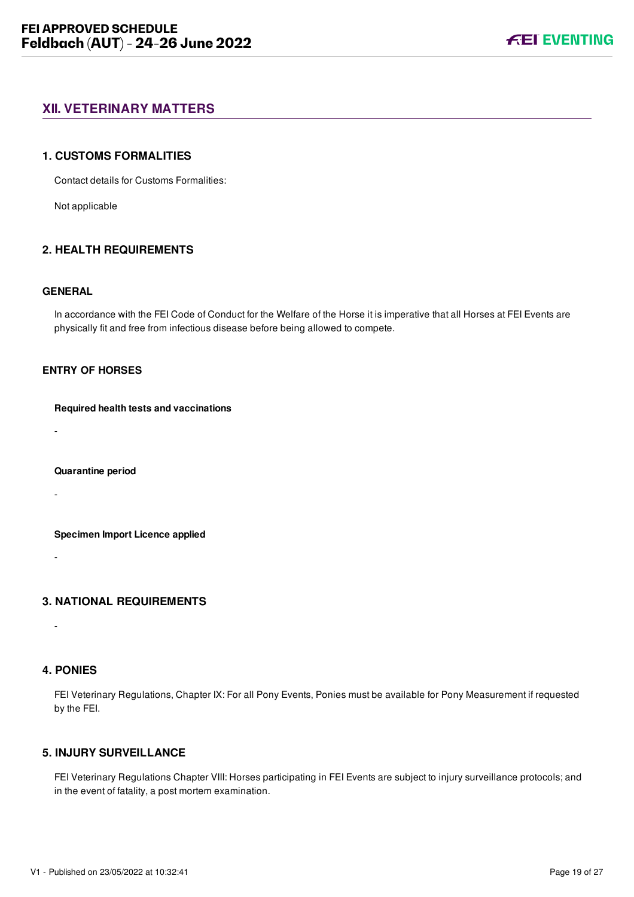## XII. VETERINARY MATTERS

### 1. CUSTOMS FORMALITIES

Contact details for Customs Formalities:

Not applicable

### 2. HEALTH REQUIREMENTS

#### GENERAL

In accordance with the FEI Code of Conduct for the Welfare of the Horse it is imperative that all Horses at FEI Events are physically fit and free from infectious disease before being allowed to compete.

#### ENTRY OF HORSES

**Required health tests and vaccinations**

-

**Quarantine period**

-

**Specimen Import Licence applied**

-

### 3. NATIONAL REQUIREMENTS

-

### 4. PONIES

FEI Veterinary Regulations, Chapter IX: For all Pony Events, Ponies must be available for Pony Measurement if requested by the FEI.

### 5. INJURY SURVEILLANCE

FEI Veterinary Regulations Chapter VIII: Horses participating in FEI Events are subject to injury surveillance protocols; and in the event of fatality, a post mortem examination.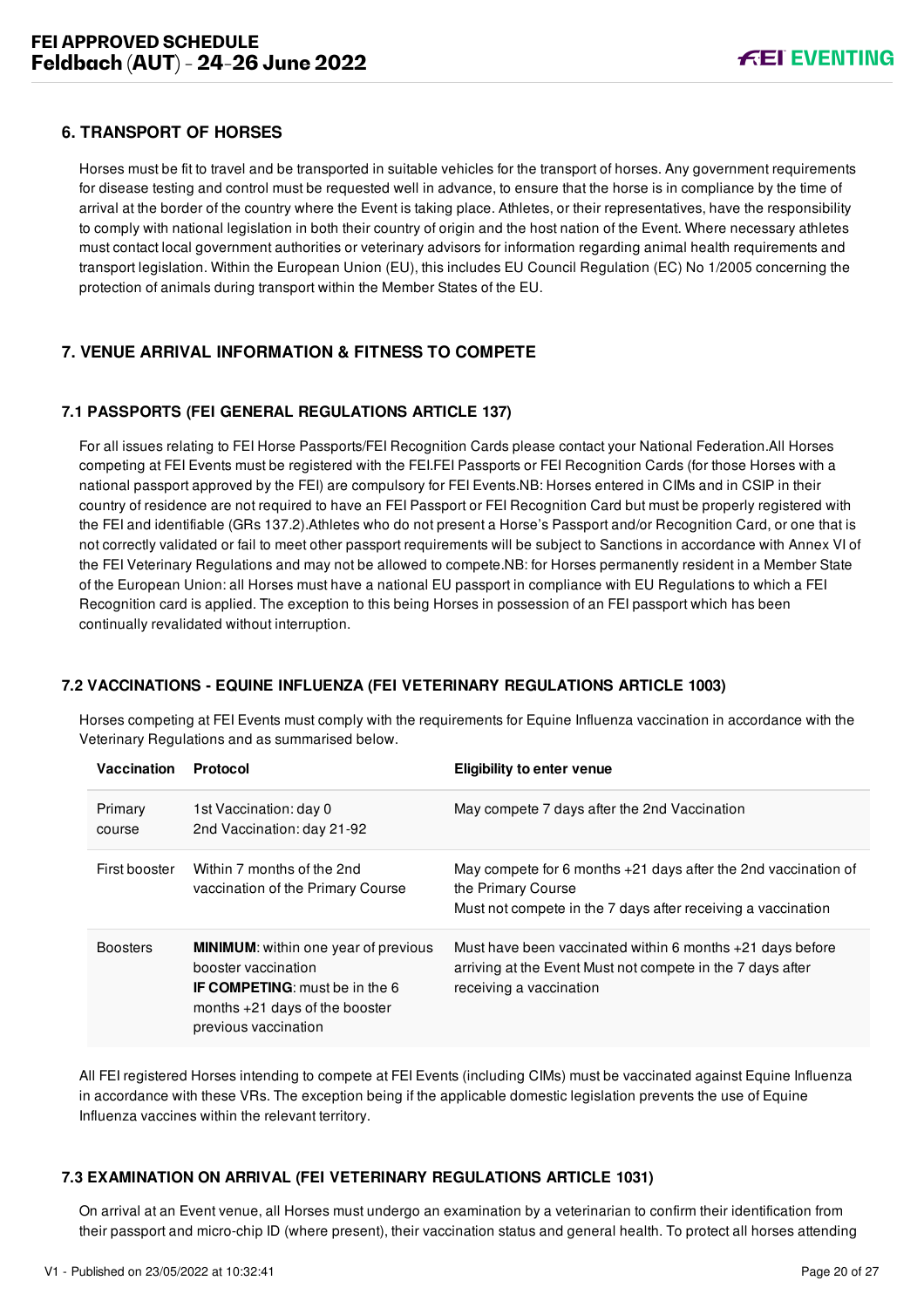## 6. TRANSPORT OF HORSES

Horses must be fit to travel and be transported in suitable vehicles for the transport of horses. Any government requirements for disease testing and control must be requested well in advance, to ensure that the horse is in compliance by the time of arrival at the border of the country where the Event is taking place. Athletes, or their representatives, have the responsibility to comply with national legislation in both their country of origin and the host nation of the Event. Where necessary athletes must contact local government authorities or veterinary advisors for information regarding animal health requirements and transport legislation. Within the European Union (EU), this includes EU Council Regulation (EC) No 1/2005 concerning the protection of animals during transport within the Member States of the EU.

## 7. VENUE ARRIVAL INFORMATION & FITNESS TO COMPETE

### 7.1 PASSPORTS (FEI GENERAL REGULATIONS ARTICLE 137)

For all issues relating to FEI Horse Passports/FEI Recognition Cards please contact your National Federation.All Horses competing at FEI Events must be registered with the FEI.FEI Passports or FEI Recognition Cards (for those Horses with a national passport approved by the FEI) are compulsory for FEI Events.NB: Horses entered in CIMs and in CSIP in their country of residence are not required to have an FEI Passport or FEI Recognition Card but must be properly registered with the FEI and identifiable (GRs 137.2).Athletes who do not present a Horse's Passport and/or Recognition Card, or one that is not correctly validated or fail to meet other passport requirements will be subject to Sanctions in accordance with Annex VI of the FEI Veterinary Regulations and may not be allowed to compete.NB: for Horses permanently resident in a Member State of the European Union: all Horses must have a national EU passport in compliance with EU Regulations to which a FEI Recognition card is applied. The exception to this being Horses in possession of an FEI passport which has been continually revalidated without interruption.

### 7.2 VACCINATIONS - EQUINE INFLUENZA (FEI VETERINARY REGULATIONS ARTICLE 1003)

Horses competing at FEI Events must comply with the requirements for Equine Influenza vaccination in accordance with the Veterinary Regulations and as summarised below.

| Vaccination | Protocol | Eligibility to enter venue |
|---|---|---|
| Primary course | 1st Vaccination: day 0<br>2nd Vaccination: day 21-92 | May compete 7 days after the 2nd Vaccination |
| First booster | Within 7 months of the 2nd vaccination of the Primary Course | May compete for 6 months +21 days after the 2nd vaccination of the Primary Course<br>Must not compete in the 7 days after receiving a vaccination |
| Boosters | **MINIMUM**: within one year of previous booster vaccination<br>**IF COMPETING**: must be in the 6 months +21 days of the booster previous vaccination | Must have been vaccinated within 6 months +21 days before arriving at the Event Must not compete in the 7 days after receiving a vaccination |

All FEI registered Horses intending to compete at FEI Events (including CIMs) must be vaccinated against Equine Influenza in accordance with these VRs. The exception being if the applicable domestic legislation prevents the use of Equine Influenza vaccines within the relevant territory.

### 7.3 EXAMINATION ON ARRIVAL (FEI VETERINARY REGULATIONS ARTICLE 1031)

On arrival at an Event venue, all Horses must undergo an examination by a veterinarian to confirm their identification from their passport and micro-chip ID (where present), their vaccination status and general health. To protect all horses attending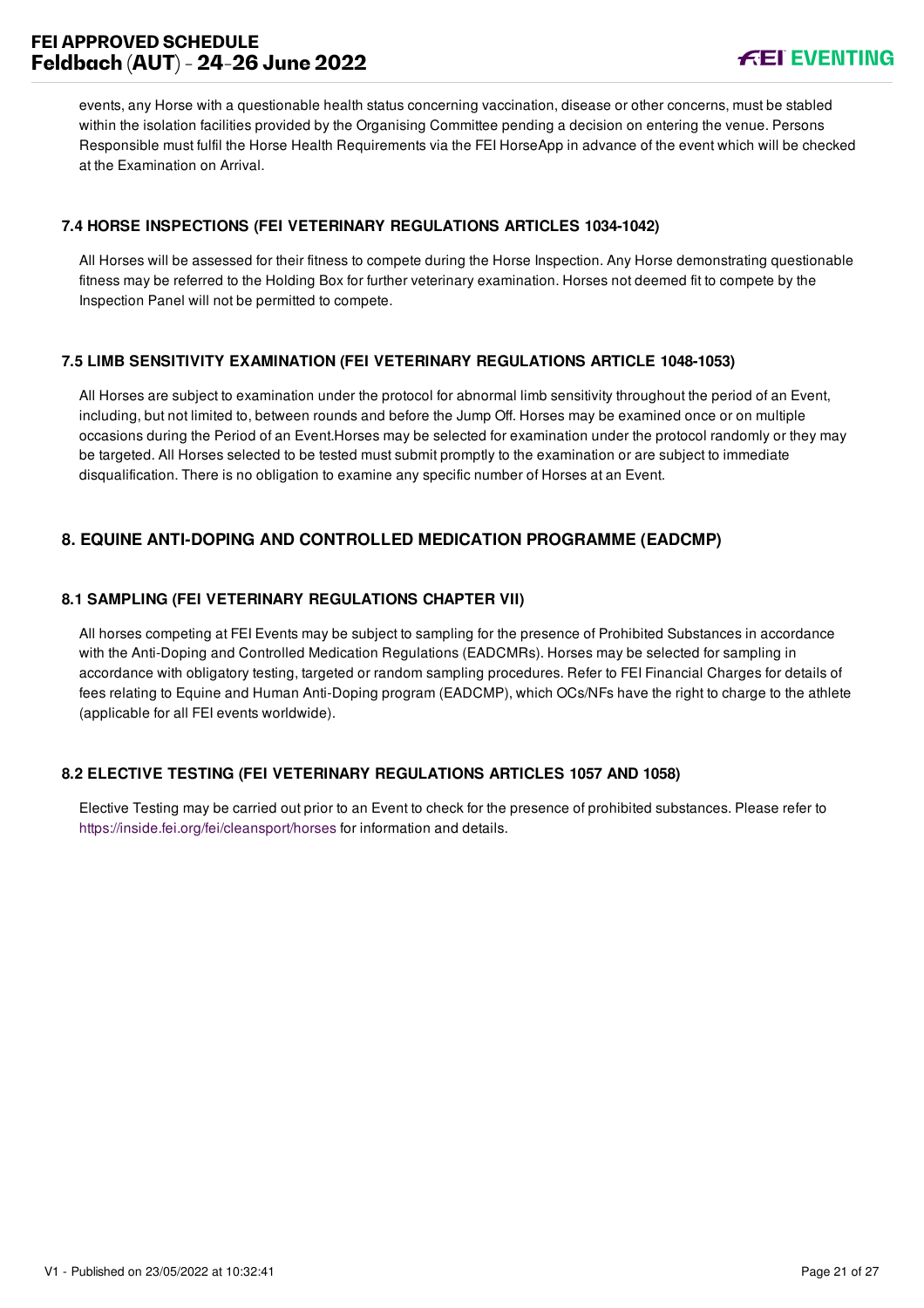events, any Horse with a questionable health status concerning vaccination, disease or other concerns, must be stabled within the isolation facilities provided by the Organising Committee pending a decision on entering the venue. Persons Responsible must fulfil the Horse Health Requirements via the FEI HorseApp in advance of the event which will be checked at the Examination on Arrival.

### 7.4 HORSE INSPECTIONS (FEI VETERINARY REGULATIONS ARTICLES 1034-1042)

All Horses will be assessed for their fitness to compete during the Horse Inspection. Any Horse demonstrating questionable fitness may be referred to the Holding Box for further veterinary examination. Horses not deemed fit to compete by the Inspection Panel will not be permitted to compete.

### 7.5 LIMB SENSITIVITY EXAMINATION (FEI VETERINARY REGULATIONS ARTICLE 1048-1053)

All Horses are subject to examination under the protocol for abnormal limb sensitivity throughout the period of an Event, including, but not limited to, between rounds and before the Jump Off. Horses may be examined once or on multiple occasions during the Period of an Event.Horses may be selected for examination under the protocol randomly or they may be targeted. All Horses selected to be tested must submit promptly to the examination or are subject to immediate disqualification. There is no obligation to examine any specific number of Horses at an Event.

## 8. EQUINE ANTI-DOPING AND CONTROLLED MEDICATION PROGRAMME (EADCMP)

### 8.1 SAMPLING (FEI VETERINARY REGULATIONS CHAPTER VII)

All horses competing at FEI Events may be subject to sampling for the presence of Prohibited Substances in accordance with the Anti-Doping and Controlled Medication Regulations (EADCMRs). Horses may be selected for sampling in accordance with obligatory testing, targeted or random sampling procedures. Refer to FEI Financial Charges for details of fees relating to Equine and Human Anti-Doping program (EADCMP), which OCs/NFs have the right to charge to the athlete (applicable for all FEI events worldwide).

### 8.2 ELECTIVE TESTING (FEI VETERINARY REGULATIONS ARTICLES 1057 AND 1058)

Elective Testing may be carried out prior to an Event to check for the presence of prohibited substances. Please refer to https://inside.fei.org/fei/cleansport/horses for information and details.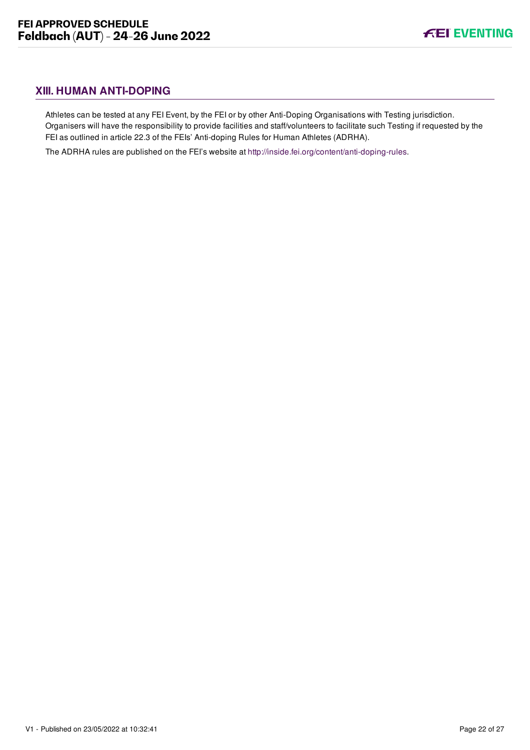## XIII. HUMAN ANTI-DOPING

Athletes can be tested at any FEI Event, by the FEI or by other Anti-Doping Organisations with Testing jurisdiction. Organisers will have the responsibility to provide facilities and staff/volunteers to facilitate such Testing if requested by the FEI as outlined in article 22.3 of the FEIs' Anti-doping Rules for Human Athletes (ADRHA).

The ADRHA rules are published on the FEI's website at http://inside.fei.org/content/anti-doping-rules.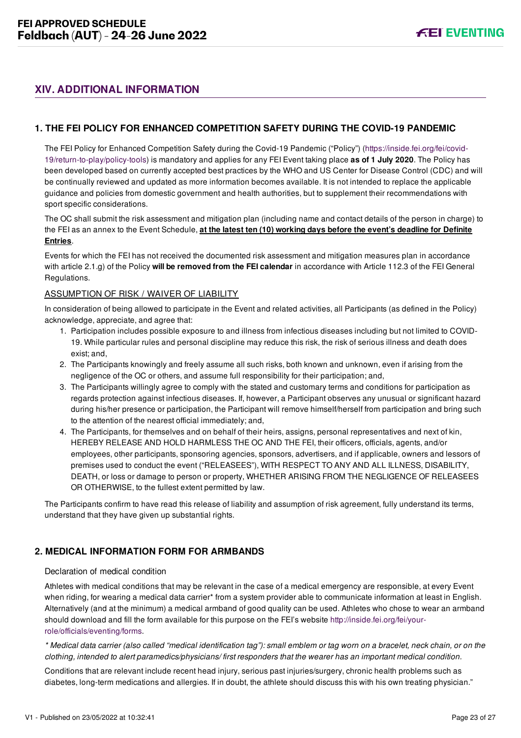## XIV. ADDITIONAL INFORMATION

### 1. THE FEI POLICY FOR ENHANCED COMPETITION SAFETY DURING THE COVID-19 PANDEMIC

The FEI Policy for Enhanced Competition Safety during the Covid-19 Pandemic ("Policy") (https://inside.fei.org/fei/covid-19/return-to-play/policy-tools) is mandatory and applies for any FEI Event taking place **as of 1 July 2020**. The Policy has been developed based on currently accepted best practices by the WHO and US Center for Disease Control (CDC) and will be continually reviewed and updated as more information becomes available. It is not intended to replace the applicable guidance and policies from domestic government and health authorities, but to supplement their recommendations with sport specific considerations.

The OC shall submit the risk assessment and mitigation plan (including name and contact details of the person in charge) to the FEI as an annex to the Event Schedule, **at the latest ten (10) working days before the event's deadline for Definite Entries**.

Events for which the FEI has not received the documented risk assessment and mitigation measures plan in accordance with article 2.1.g) of the Policy **will be removed from the FEI calendar** in accordance with Article 112.3 of the FEI General Regulations.

ASSUMPTION OF RISK / WAIVER OF LIABILITY

In consideration of being allowed to participate in the Event and related activities, all Participants (as defined in the Policy) acknowledge, appreciate, and agree that:

1. Participation includes possible exposure to and illness from infectious diseases including but not limited to COVID-19. While particular rules and personal discipline may reduce this risk, the risk of serious illness and death does exist; and,
2. The Participants knowingly and freely assume all such risks, both known and unknown, even if arising from the negligence of the OC or others, and assume full responsibility for their participation; and,
3. The Participants willingly agree to comply with the stated and customary terms and conditions for participation as regards protection against infectious diseases. If, however, a Participant observes any unusual or significant hazard during his/her presence or participation, the Participant will remove himself/herself from participation and bring such to the attention of the nearest official immediately; and,
4. The Participants, for themselves and on behalf of their heirs, assigns, personal representatives and next of kin, HEREBY RELEASE AND HOLD HARMLESS THE OC AND THE FEI, their officers, officials, agents, and/or employees, other participants, sponsoring agencies, sponsors, advertisers, and if applicable, owners and lessors of premises used to conduct the event ("RELEASEES"), WITH RESPECT TO ANY AND ALL ILLNESS, DISABILITY, DEATH, or loss or damage to person or property, WHETHER ARISING FROM THE NEGLIGENCE OF RELEASEES OR OTHERWISE, to the fullest extent permitted by law.

The Participants confirm to have read this release of liability and assumption of risk agreement, fully understand its terms, understand that they have given up substantial rights.

### 2. MEDICAL INFORMATION FORM FOR ARMBANDS

Declaration of medical condition

Athletes with medical conditions that may be relevant in the case of a medical emergency are responsible, at every Event when riding, for wearing a medical data carrier* from a system provider able to communicate information at least in English. Alternatively (and at the minimum) a medical armband of good quality can be used. Athletes who chose to wear an armband should download and fill the form available for this purpose on the FEI's website http://inside.fei.org/fei/your-role/officials/eventing/forms.

*\* Medical data carrier (also called "medical identification tag"): small emblem or tag worn on a bracelet, neck chain, or on the clothing, intended to alert paramedics/physicians/ first responders that the wearer has an important medical condition.*

Conditions that are relevant include recent head injury, serious past injuries/surgery, chronic health problems such as diabetes, long-term medications and allergies. If in doubt, the athlete should discuss this with his own treating physician."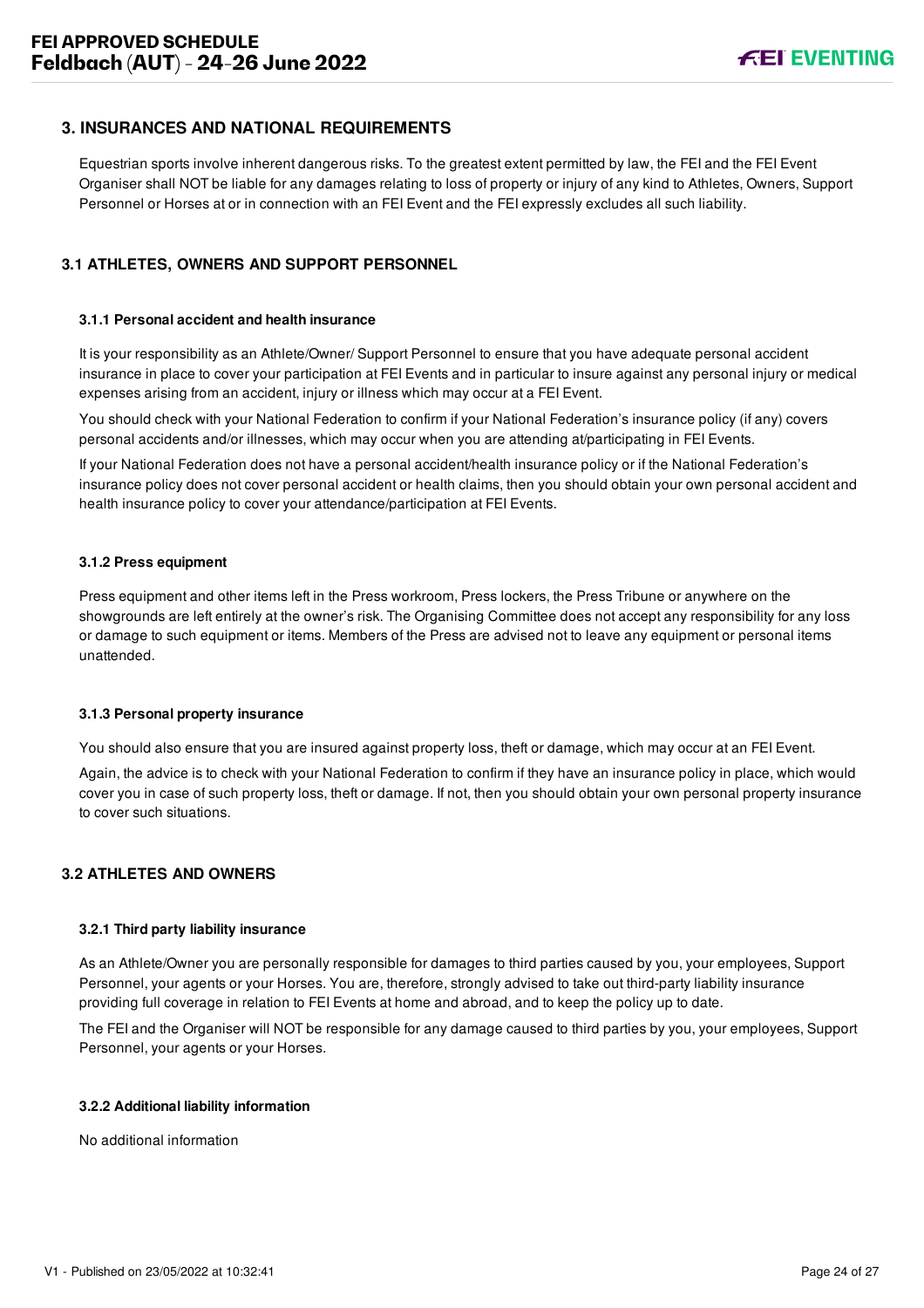## 3. INSURANCES AND NATIONAL REQUIREMENTS

Equestrian sports involve inherent dangerous risks. To the greatest extent permitted by law, the FEI and the FEI Event Organiser shall NOT be liable for any damages relating to loss of property or injury of any kind to Athletes, Owners, Support Personnel or Horses at or in connection with an FEI Event and the FEI expressly excludes all such liability.

### 3.1 ATHLETES, OWNERS AND SUPPORT PERSONNEL

#### 3.1.1 Personal accident and health insurance

It is your responsibility as an Athlete/Owner/ Support Personnel to ensure that you have adequate personal accident insurance in place to cover your participation at FEI Events and in particular to insure against any personal injury or medical expenses arising from an accident, injury or illness which may occur at a FEI Event.

You should check with your National Federation to confirm if your National Federation's insurance policy (if any) covers personal accidents and/or illnesses, which may occur when you are attending at/participating in FEI Events.

If your National Federation does not have a personal accident/health insurance policy or if the National Federation's insurance policy does not cover personal accident or health claims, then you should obtain your own personal accident and health insurance policy to cover your attendance/participation at FEI Events.

#### 3.1.2 Press equipment

Press equipment and other items left in the Press workroom, Press lockers, the Press Tribune or anywhere on the showgrounds are left entirely at the owner's risk. The Organising Committee does not accept any responsibility for any loss or damage to such equipment or items. Members of the Press are advised not to leave any equipment or personal items unattended.

#### 3.1.3 Personal property insurance

You should also ensure that you are insured against property loss, theft or damage, which may occur at an FEI Event.

Again, the advice is to check with your National Federation to confirm if they have an insurance policy in place, which would cover you in case of such property loss, theft or damage. If not, then you should obtain your own personal property insurance to cover such situations.

### 3.2 ATHLETES AND OWNERS

#### 3.2.1 Third party liability insurance

As an Athlete/Owner you are personally responsible for damages to third parties caused by you, your employees, Support Personnel, your agents or your Horses. You are, therefore, strongly advised to take out third-party liability insurance providing full coverage in relation to FEI Events at home and abroad, and to keep the policy up to date.

The FEI and the Organiser will NOT be responsible for any damage caused to third parties by you, your employees, Support Personnel, your agents or your Horses.

#### 3.2.2 Additional liability information

No additional information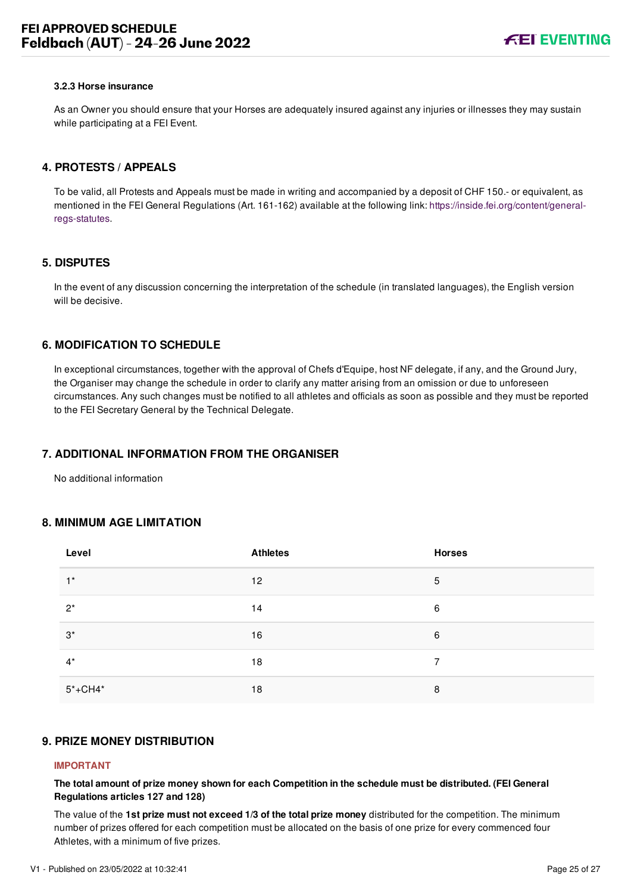#### 3.2.3 Horse insurance

As an Owner you should ensure that your Horses are adequately insured against any injuries or illnesses they may sustain while participating at a FEI Event.

### 4. PROTESTS / APPEALS

To be valid, all Protests and Appeals must be made in writing and accompanied by a deposit of CHF 150.- or equivalent, as mentioned in the FEI General Regulations (Art. 161-162) available at the following link: https://inside.fei.org/content/general-regs-statutes.

### 5. DISPUTES

In the event of any discussion concerning the interpretation of the schedule (in translated languages), the English version will be decisive.

### 6. MODIFICATION TO SCHEDULE

In exceptional circumstances, together with the approval of Chefs d'Equipe, host NF delegate, if any, and the Ground Jury, the Organiser may change the schedule in order to clarify any matter arising from an omission or due to unforeseen circumstances. Any such changes must be notified to all athletes and officials as soon as possible and they must be reported to the FEI Secretary General by the Technical Delegate.

### 7. ADDITIONAL INFORMATION FROM THE ORGANISER

No additional information

### 8. MINIMUM AGE LIMITATION

| Level | Athletes | Horses |
|---|---|---|
| 1* | 12 | 5 |
| 2* | 14 | 6 |
| 3* | 16 | 6 |
| 4* | 18 | 7 |
| 5*+CH4* | 18 | 8 |

### 9. PRIZE MONEY DISTRIBUTION

**IMPORTANT**

**The total amount of prize money shown for each Competition in the schedule must be distributed. (FEI General Regulations articles 127 and 128)**

The value of the **1st prize must not exceed 1/3 of the total prize money** distributed for the competition. The minimum number of prizes offered for each competition must be allocated on the basis of one prize for every commenced four Athletes, with a minimum of five prizes.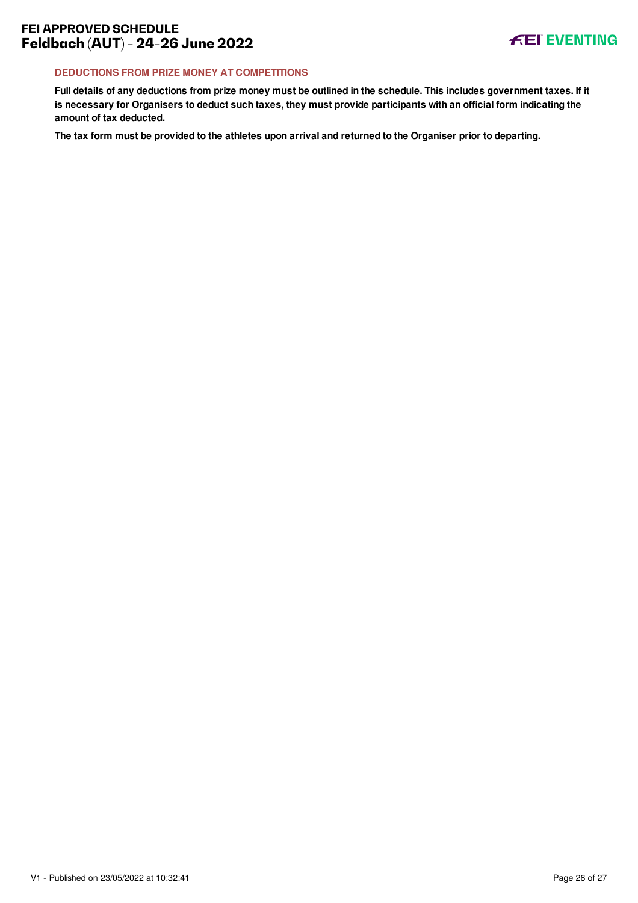### DEDUCTIONS FROM PRIZE MONEY AT COMPETITIONS

**Full details of any deductions from prize money must be outlined in the schedule. This includes government taxes. If it is necessary for Organisers to deduct such taxes, they must provide participants with an official form indicating the amount of tax deducted.**

**The tax form must be provided to the athletes upon arrival and returned to the Organiser prior to departing.**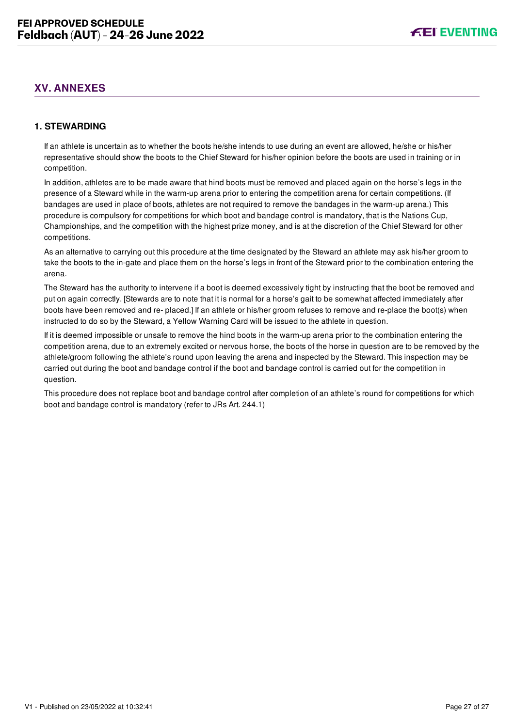## XV. ANNEXES

### 1. STEWARDING

If an athlete is uncertain as to whether the boots he/she intends to use during an event are allowed, he/she or his/her representative should show the boots to the Chief Steward for his/her opinion before the boots are used in training or in competition.

In addition, athletes are to be made aware that hind boots must be removed and placed again on the horse's legs in the presence of a Steward while in the warm-up arena prior to entering the competition arena for certain competitions. (If bandages are used in place of boots, athletes are not required to remove the bandages in the warm-up arena.) This procedure is compulsory for competitions for which boot and bandage control is mandatory, that is the Nations Cup, Championships, and the competition with the highest prize money, and is at the discretion of the Chief Steward for other competitions.

As an alternative to carrying out this procedure at the time designated by the Steward an athlete may ask his/her groom to take the boots to the in-gate and place them on the horse's legs in front of the Steward prior to the combination entering the arena.

The Steward has the authority to intervene if a boot is deemed excessively tight by instructing that the boot be removed and put on again correctly. [Stewards are to note that it is normal for a horse's gait to be somewhat affected immediately after boots have been removed and re- placed.] If an athlete or his/her groom refuses to remove and re-place the boot(s) when instructed to do so by the Steward, a Yellow Warning Card will be issued to the athlete in question.

If it is deemed impossible or unsafe to remove the hind boots in the warm-up arena prior to the combination entering the competition arena, due to an extremely excited or nervous horse, the boots of the horse in question are to be removed by the athlete/groom following the athlete's round upon leaving the arena and inspected by the Steward. This inspection may be carried out during the boot and bandage control if the boot and bandage control is carried out for the competition in question.

This procedure does not replace boot and bandage control after completion of an athlete's round for competitions for which boot and bandage control is mandatory (refer to JRs Art. 244.1)